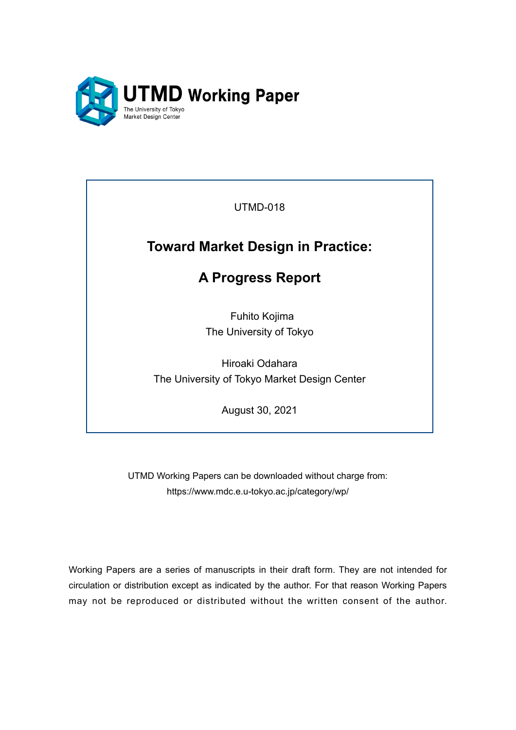UTMD Working Paper

The University of Tokyo
Market Design Center

UTMD-018

# Toward Market Design in Practice:

# A Progress Report

Fuhito Kojima
The University of Tokyo

Hiroaki Odahara
The University of Tokyo Market Design Center

August 30, 2021

UTMD Working Papers can be downloaded without charge from:
https://www.mdc.e.u-tokyo.ac.jp/category/wp/

Working Papers are a series of manuscripts in their draft form. They are not intended for circulation or distribution except as indicated by the author. For that reason Working Papers may not be reproduced or distributed without the written consent of the author.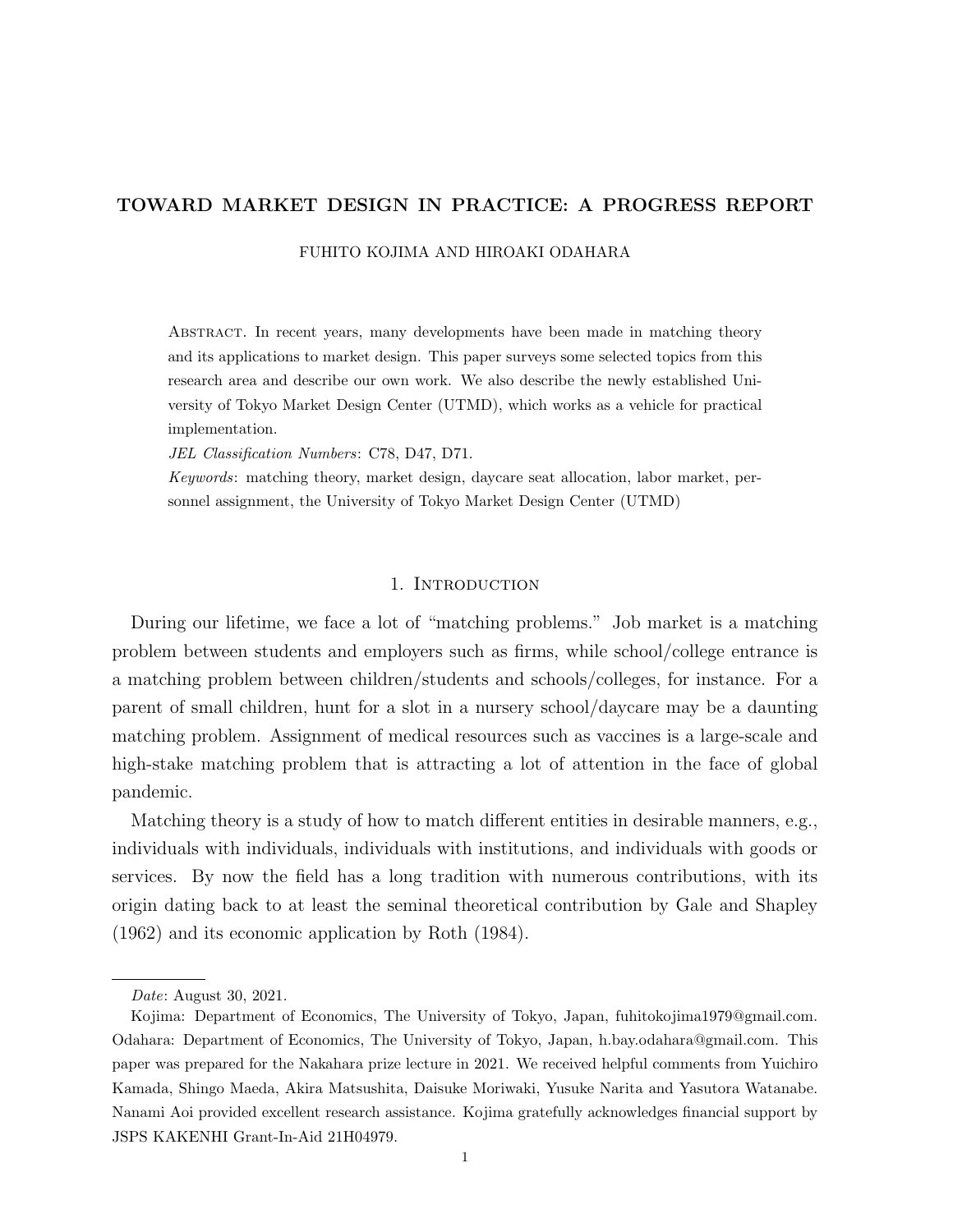# TOWARD MARKET DESIGN IN PRACTICE: A PROGRESS REPORT

FUHITO KOJIMA AND HIROAKI ODAHARA

Abstract. In recent years, many developments have been made in matching theory and its applications to market design. This paper surveys some selected topics from this research area and describe our own work. We also describe the newly established University of Tokyo Market Design Center (UTMD), which works as a vehicle for practical implementation.

*JEL Classification Numbers*: C78, D47, D71.

*Keywords*: matching theory, market design, daycare seat allocation, labor market, personnel assignment, the University of Tokyo Market Design Center (UTMD)

## 1. Introduction

During our lifetime, we face a lot of "matching problems." Job market is a matching problem between students and employers such as firms, while school/college entrance is a matching problem between children/students and schools/colleges, for instance. For a parent of small children, hunt for a slot in a nursery school/daycare may be a daunting matching problem. Assignment of medical resources such as vaccines is a large-scale and high-stake matching problem that is attracting a lot of attention in the face of global pandemic.

Matching theory is a study of how to match different entities in desirable manners, e.g., individuals with individuals, individuals with institutions, and individuals with goods or services. By now the field has a long tradition with numerous contributions, with its origin dating back to at least the seminal theoretical contribution by Gale and Shapley (1962) and its economic application by Roth (1984).

---

*Date*: August 30, 2021.

Kojima: Department of Economics, The University of Tokyo, Japan, fuhitokojima1979@gmail.com. Odahara: Department of Economics, The University of Tokyo, Japan, h.bay.odahara@gmail.com. This paper was prepared for the Nakahara prize lecture in 2021. We received helpful comments from Yuichiro Kamada, Shingo Maeda, Akira Matsushita, Daisuke Moriwaki, Yusuke Narita and Yasutora Watanabe. Nanami Aoi provided excellent research assistance. Kojima gratefully acknowledges financial support by JSPS KAKENHI Grant-In-Aid 21H04979.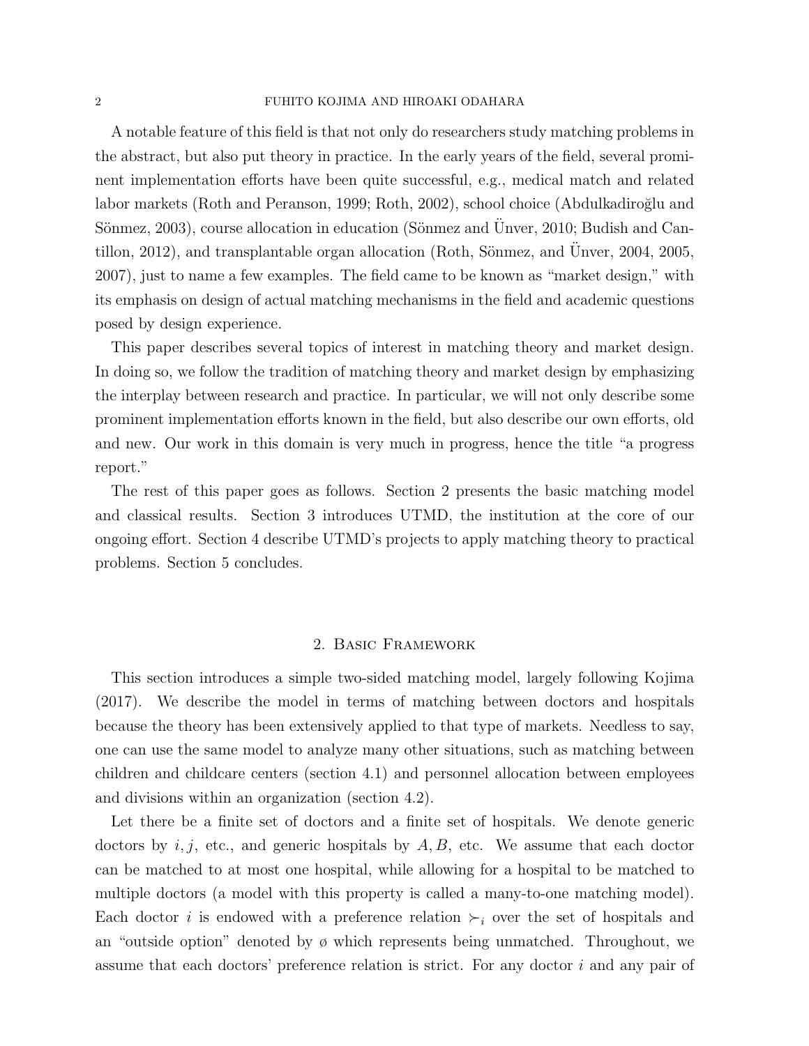A notable feature of this field is that not only do researchers study matching problems in the abstract, but also put theory in practice. In the early years of the field, several prominent implementation efforts have been quite successful, e.g., medical match and related labor markets (Roth and Peranson, 1999; Roth, 2002), school choice (Abdulkadiroğlu and Sönmez, 2003), course allocation in education (Sönmez and Ünver, 2010; Budish and Cantillon, 2012), and transplantable organ allocation (Roth, Sönmez, and Ünver, 2004, 2005, 2007), just to name a few examples. The field came to be known as "market design," with its emphasis on design of actual matching mechanisms in the field and academic questions posed by design experience.

This paper describes several topics of interest in matching theory and market design. In doing so, we follow the tradition of matching theory and market design by emphasizing the interplay between research and practice. In particular, we will not only describe some prominent implementation efforts known in the field, but also describe our own efforts, old and new. Our work in this domain is very much in progress, hence the title "a progress report."

The rest of this paper goes as follows. Section 2 presents the basic matching model and classical results. Section 3 introduces UTMD, the institution at the core of our ongoing effort. Section 4 describe UTMD's projects to apply matching theory to practical problems. Section 5 concludes.

## 2. Basic Framework

This section introduces a simple two-sided matching model, largely following Kojima (2017). We describe the model in terms of matching between doctors and hospitals because the theory has been extensively applied to that type of markets. Needless to say, one can use the same model to analyze many other situations, such as matching between children and childcare centers (section 4.1) and personnel allocation between employees and divisions within an organization (section 4.2).

Let there be a finite set of doctors and a finite set of hospitals. We denote generic doctors by $i, j$, etc., and generic hospitals by $A, B$, etc. We assume that each doctor can be matched to at most one hospital, while allowing for a hospital to be matched to multiple doctors (a model with this property is called a many-to-one matching model). Each doctor $i$ is endowed with a preference relation $\succ_i$ over the set of hospitals and an "outside option" denoted by $\o$ which represents being unmatched. Throughout, we assume that each doctors' preference relation is strict. For any doctor $i$ and any pair of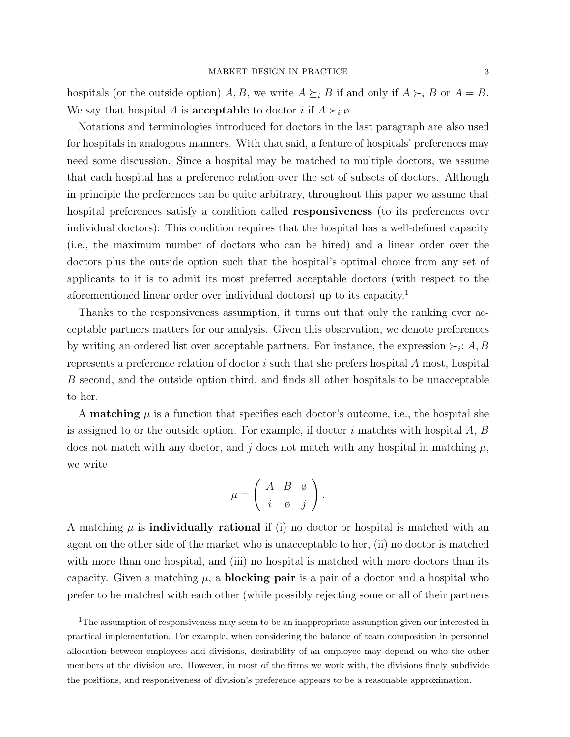hospitals (or the outside option) $A, B$, we write $A \succeq_i B$ if and only if $A \succ_i B$ or $A = B$. We say that hospital $A$ is **acceptable** to doctor $i$ if $A \succ_i \emptyset$.

Notations and terminologies introduced for doctors in the last paragraph are also used for hospitals in analogous manners. With that said, a feature of hospitals' preferences may need some discussion. Since a hospital may be matched to multiple doctors, we assume that each hospital has a preference relation over the set of subsets of doctors. Although in principle the preferences can be quite arbitrary, throughout this paper we assume that hospital preferences satisfy a condition called **responsiveness** (to its preferences over individual doctors): This condition requires that the hospital has a well-defined capacity (i.e., the maximum number of doctors who can be hired) and a linear order over the doctors plus the outside option such that the hospital's optimal choice from any set of applicants to it is to admit its most preferred acceptable doctors (with respect to the aforementioned linear order over individual doctors) up to its capacity.[1]

Thanks to the responsiveness assumption, it turns out that only the ranking over acceptable partners matters for our analysis. Given this observation, we denote preferences by writing an ordered list over acceptable partners. For instance, the expression $\succ_i$: $A, B$ represents a preference relation of doctor $i$ such that she prefers hospital $A$ most, hospital $B$ second, and the outside option third, and finds all other hospitals to be unacceptable to her.

A **matching** $\mu$ is a function that specifies each doctor's outcome, i.e., the hospital she is assigned to or the outside option. For example, if doctor $i$ matches with hospital $A$, $B$ does not match with any doctor, and $j$ does not match with any hospital in matching $\mu$, we write

$$\mu = \begin{pmatrix} A & B & \emptyset \\ i & \emptyset & j \end{pmatrix}.$$

A matching $\mu$ is **individually rational** if (i) no doctor or hospital is matched with an agent on the other side of the market who is unacceptable to her, (ii) no doctor is matched with more than one hospital, and (iii) no hospital is matched with more doctors than its capacity. Given a matching $\mu$, a **blocking pair** is a pair of a doctor and a hospital who prefer to be matched with each other (while possibly rejecting some or all of their partners

[1] The assumption of responsiveness may seem to be an inappropriate assumption given our interested in practical implementation. For example, when considering the balance of team composition in personnel allocation between employees and divisions, desirability of an employee may depend on who the other members at the division are. However, in most of the firms we work with, the divisions finely subdivide the positions, and responsiveness of division's preference appears to be a reasonable approximation.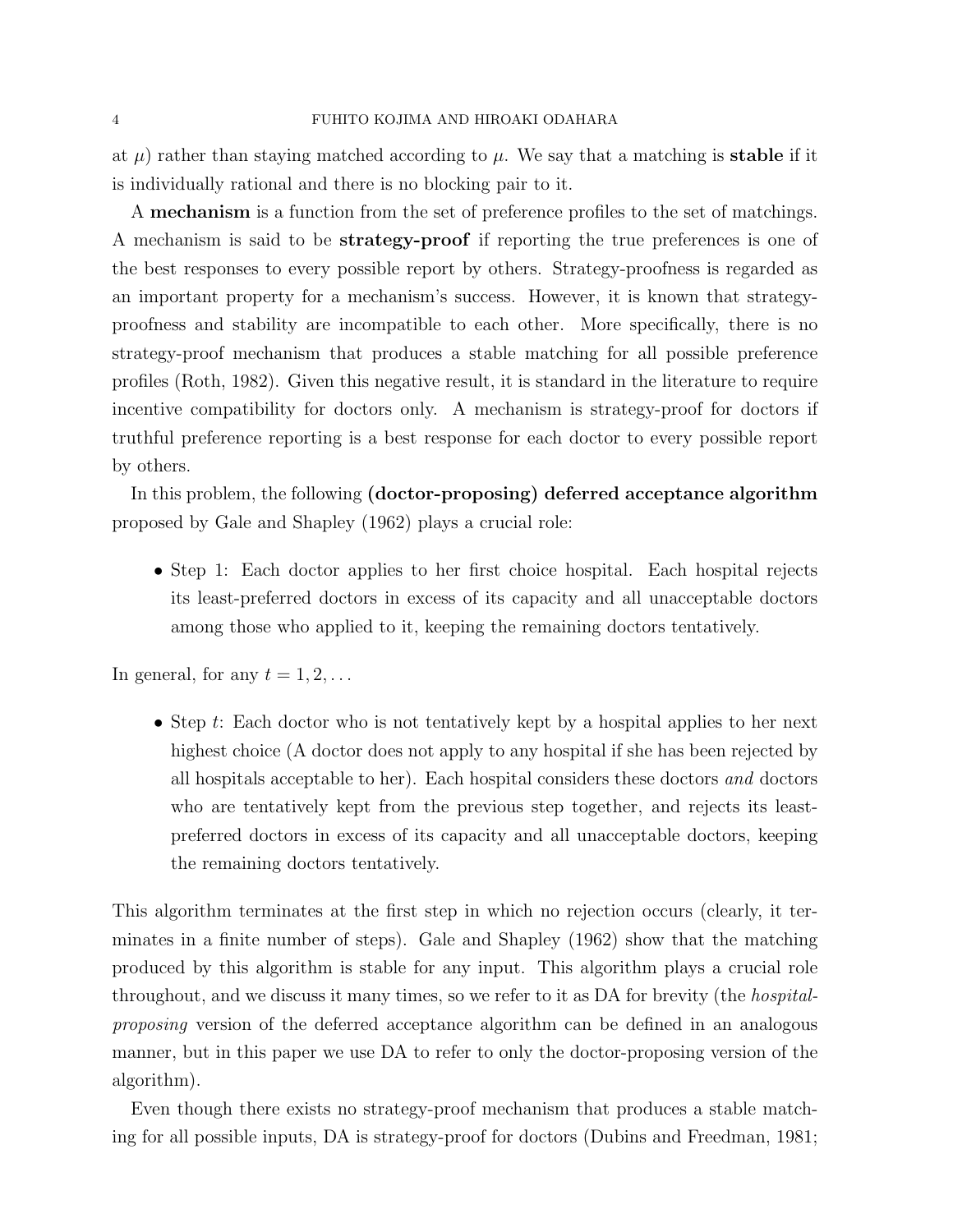at $\mu$) rather than staying matched according to $\mu$. We say that a matching is **stable** if it is individually rational and there is no blocking pair to it.

A **mechanism** is a function from the set of preference profiles to the set of matchings. A mechanism is said to be **strategy-proof** if reporting the true preferences is one of the best responses to every possible report by others. Strategy-proofness is regarded as an important property for a mechanism's success. However, it is known that strategy-proofness and stability are incompatible to each other. More specifically, there is no strategy-proof mechanism that produces a stable matching for all possible preference profiles (Roth, 1982). Given this negative result, it is standard in the literature to require incentive compatibility for doctors only. A mechanism is strategy-proof for doctors if truthful preference reporting is a best response for each doctor to every possible report by others.

In this problem, the following **(doctor-proposing) deferred acceptance algorithm** proposed by Gale and Shapley (1962) plays a crucial role:

- Step 1: Each doctor applies to her first choice hospital. Each hospital rejects its least-preferred doctors in excess of its capacity and all unacceptable doctors among those who applied to it, keeping the remaining doctors tentatively.

In general, for any $t = 1, 2, \ldots$

- Step $t$: Each doctor who is not tentatively kept by a hospital applies to her next highest choice (A doctor does not apply to any hospital if she has been rejected by all hospitals acceptable to her). Each hospital considers these doctors *and* doctors who are tentatively kept from the previous step together, and rejects its least-preferred doctors in excess of its capacity and all unacceptable doctors, keeping the remaining doctors tentatively.

This algorithm terminates at the first step in which no rejection occurs (clearly, it terminates in a finite number of steps). Gale and Shapley (1962) show that the matching produced by this algorithm is stable for any input. This algorithm plays a crucial role throughout, and we discuss it many times, so we refer to it as DA for brevity (the *hospital-proposing* version of the deferred acceptance algorithm can be defined in an analogous manner, but in this paper we use DA to refer to only the doctor-proposing version of the algorithm).

Even though there exists no strategy-proof mechanism that produces a stable matching for all possible inputs, DA is strategy-proof for doctors (Dubins and Freedman, 1981;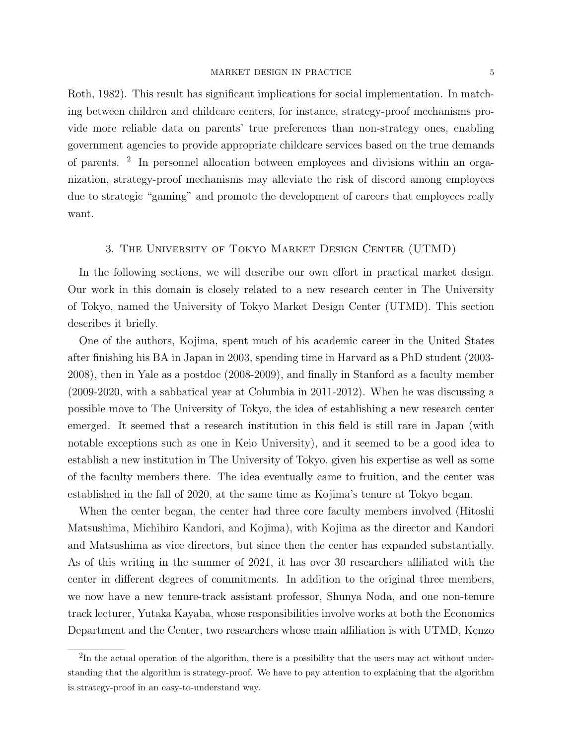Roth, 1982). This result has significant implications for social implementation. In matching between children and childcare centers, for instance, strategy-proof mechanisms provide more reliable data on parents' true preferences than non-strategy ones, enabling government agencies to provide appropriate childcare services based on the true demands of parents. [2] In personnel allocation between employees and divisions within an organization, strategy-proof mechanisms may alleviate the risk of discord among employees due to strategic "gaming" and promote the development of careers that employees really want.

## 3. The University of Tokyo Market Design Center (UTMD)

In the following sections, we will describe our own effort in practical market design. Our work in this domain is closely related to a new research center in The University of Tokyo, named the University of Tokyo Market Design Center (UTMD). This section describes it briefly.

One of the authors, Kojima, spent much of his academic career in the United States after finishing his BA in Japan in 2003, spending time in Harvard as a PhD student (2003-2008), then in Yale as a postdoc (2008-2009), and finally in Stanford as a faculty member (2009-2020, with a sabbatical year at Columbia in 2011-2012). When he was discussing a possible move to The University of Tokyo, the idea of establishing a new research center emerged. It seemed that a research institution in this field is still rare in Japan (with notable exceptions such as one in Keio University), and it seemed to be a good idea to establish a new institution in The University of Tokyo, given his expertise as well as some of the faculty members there. The idea eventually came to fruition, and the center was established in the fall of 2020, at the same time as Kojima's tenure at Tokyo began.

When the center began, the center had three core faculty members involved (Hitoshi Matsushima, Michihiro Kandori, and Kojima), with Kojima as the director and Kandori and Matsushima as vice directors, but since then the center has expanded substantially. As of this writing in the summer of 2021, it has over 30 researchers affiliated with the center in different degrees of commitments. In addition to the original three members, we now have a new tenure-track assistant professor, Shunya Noda, and one non-tenure track lecturer, Yutaka Kayaba, whose responsibilities involve works at both the Economics Department and the Center, two researchers whose main affiliation is with UTMD, Kenzo

[2] In the actual operation of the algorithm, there is a possibility that the users may act without understanding that the algorithm is strategy-proof. We have to pay attention to explaining that the algorithm is strategy-proof in an easy-to-understand way.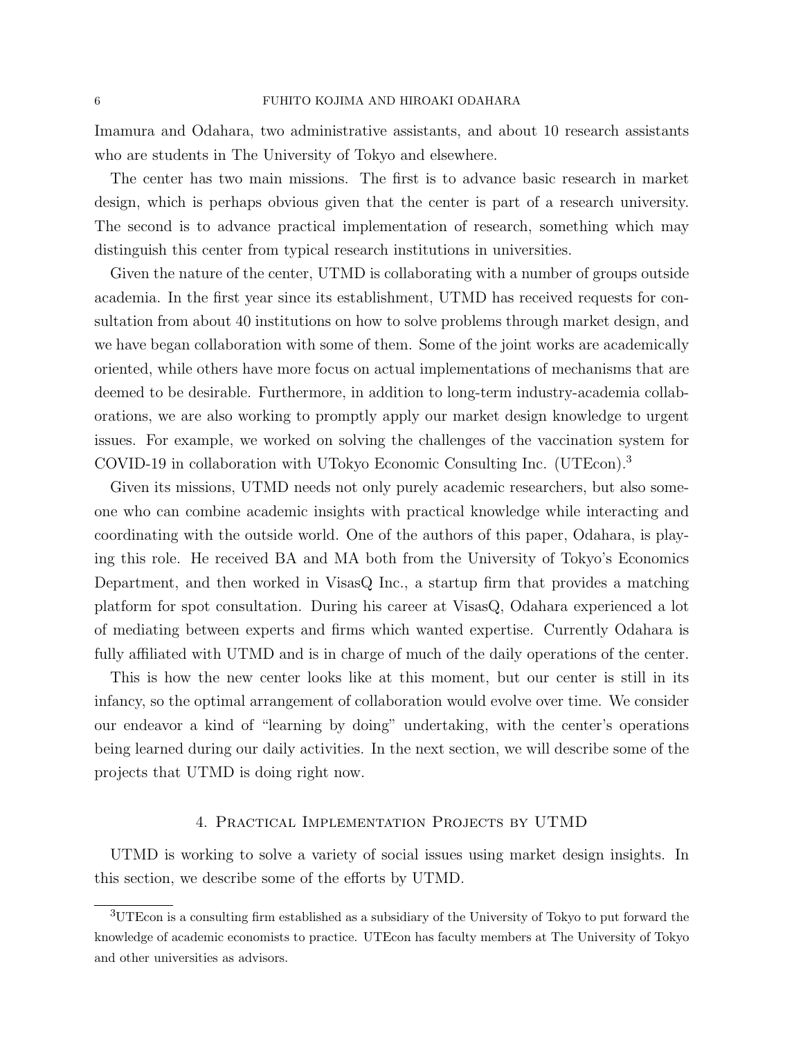Imamura and Odahara, two administrative assistants, and about 10 research assistants who are students in The University of Tokyo and elsewhere.

The center has two main missions. The first is to advance basic research in market design, which is perhaps obvious given that the center is part of a research university. The second is to advance practical implementation of research, something which may distinguish this center from typical research institutions in universities.

Given the nature of the center, UTMD is collaborating with a number of groups outside academia. In the first year since its establishment, UTMD has received requests for consultation from about 40 institutions on how to solve problems through market design, and we have began collaboration with some of them. Some of the joint works are academically oriented, while others have more focus on actual implementations of mechanisms that are deemed to be desirable. Furthermore, in addition to long-term industry-academia collaborations, we are also working to promptly apply our market design knowledge to urgent issues. For example, we worked on solving the challenges of the vaccination system for COVID-19 in collaboration with UTokyo Economic Consulting Inc. (UTEcon).[3]

Given its missions, UTMD needs not only purely academic researchers, but also someone who can combine academic insights with practical knowledge while interacting and coordinating with the outside world. One of the authors of this paper, Odahara, is playing this role. He received BA and MA both from the University of Tokyo's Economics Department, and then worked in VisasQ Inc., a startup firm that provides a matching platform for spot consultation. During his career at VisasQ, Odahara experienced a lot of mediating between experts and firms which wanted expertise. Currently Odahara is fully affiliated with UTMD and is in charge of much of the daily operations of the center.

This is how the new center looks like at this moment, but our center is still in its infancy, so the optimal arrangement of collaboration would evolve over time. We consider our endeavor a kind of "learning by doing" undertaking, with the center's operations being learned during our daily activities. In the next section, we will describe some of the projects that UTMD is doing right now.

## 4. Practical Implementation Projects by UTMD

UTMD is working to solve a variety of social issues using market design insights. In this section, we describe some of the efforts by UTMD.

[3] UTEcon is a consulting firm established as a subsidiary of the University of Tokyo to put forward the knowledge of academic economists to practice. UTEcon has faculty members at The University of Tokyo and other universities as advisors.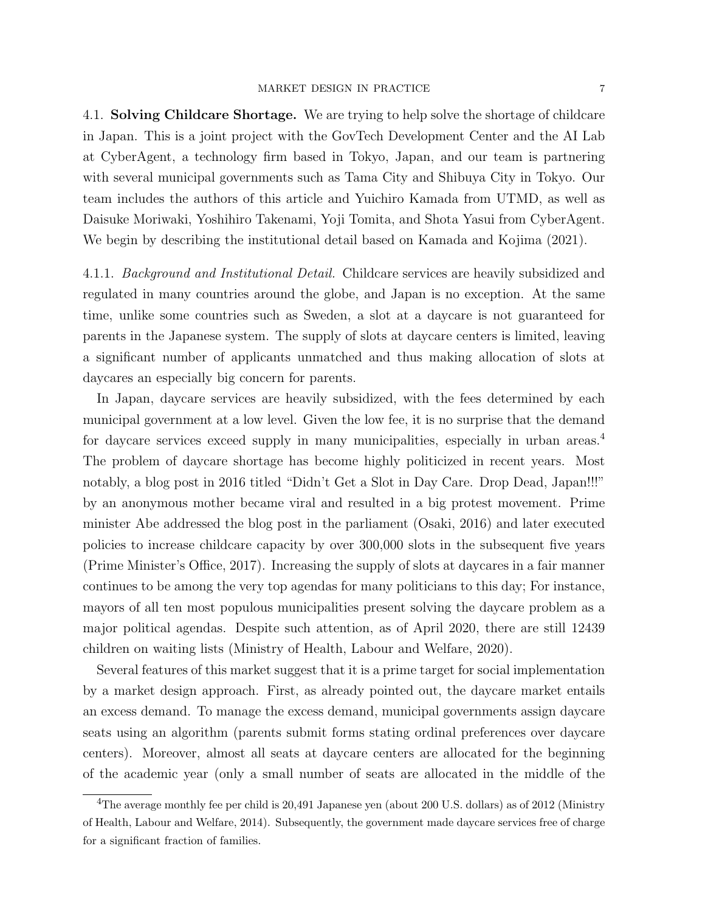### 4.1. **Solving Childcare Shortage.**

We are trying to help solve the shortage of childcare in Japan. This is a joint project with the GovTech Development Center and the AI Lab at CyberAgent, a technology firm based in Tokyo, Japan, and our team is partnering with several municipal governments such as Tama City and Shibuya City in Tokyo. Our team includes the authors of this article and Yuichiro Kamada from UTMD, as well as Daisuke Moriwaki, Yoshihiro Takenami, Yoji Tomita, and Shota Yasui from CyberAgent. We begin by describing the institutional detail based on Kamada and Kojima (2021).

#### 4.1.1. *Background and Institutional Detail.*

Childcare services are heavily subsidized and regulated in many countries around the globe, and Japan is no exception. At the same time, unlike some countries such as Sweden, a slot at a daycare is not guaranteed for parents in the Japanese system. The supply of slots at daycare centers is limited, leaving a significant number of applicants unmatched and thus making allocation of slots at daycares an especially big concern for parents.

In Japan, daycare services are heavily subsidized, with the fees determined by each municipal government at a low level. Given the low fee, it is no surprise that the demand for daycare services exceed supply in many municipalities, especially in urban areas.[4] The problem of daycare shortage has become highly politicized in recent years. Most notably, a blog post in 2016 titled "Didn't Get a Slot in Day Care. Drop Dead, Japan!!!" by an anonymous mother became viral and resulted in a big protest movement. Prime minister Abe addressed the blog post in the parliament (Osaki, 2016) and later executed policies to increase childcare capacity by over 300,000 slots in the subsequent five years (Prime Minister's Office, 2017). Increasing the supply of slots at daycares in a fair manner continues to be among the very top agendas for many politicians to this day; For instance, mayors of all ten most populous municipalities present solving the daycare problem as a major political agendas. Despite such attention, as of April 2020, there are still 12439 children on waiting lists (Ministry of Health, Labour and Welfare, 2020).

Several features of this market suggest that it is a prime target for social implementation by a market design approach. First, as already pointed out, the daycare market entails an excess demand. To manage the excess demand, municipal governments assign daycare seats using an algorithm (parents submit forms stating ordinal preferences over daycare centers). Moreover, almost all seats at daycare centers are allocated for the beginning of the academic year (only a small number of seats are allocated in the middle of the

[4] The average monthly fee per child is 20,491 Japanese yen (about 200 U.S. dollars) as of 2012 (Ministry of Health, Labour and Welfare, 2014). Subsequently, the government made daycare services free of charge for a significant fraction of families.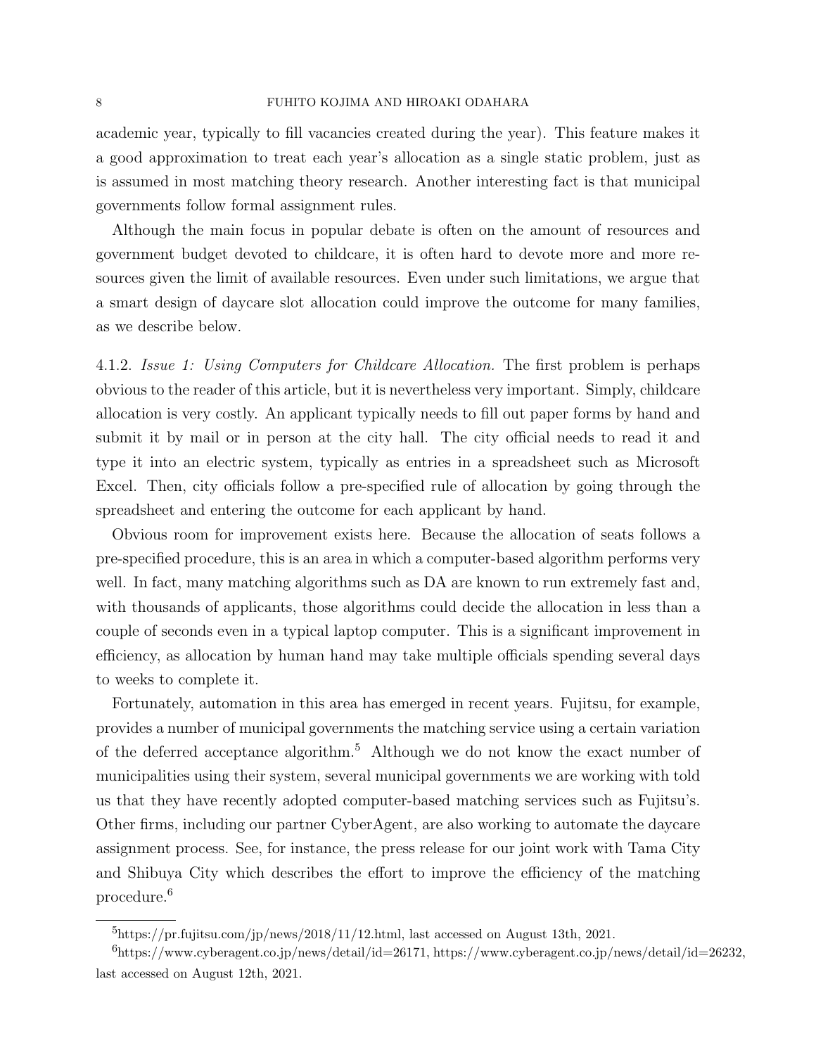academic year, typically to fill vacancies created during the year). This feature makes it a good approximation to treat each year's allocation as a single static problem, just as is assumed in most matching theory research. Another interesting fact is that municipal governments follow formal assignment rules.

Although the main focus in popular debate is often on the amount of resources and government budget devoted to childcare, it is often hard to devote more and more resources given the limit of available resources. Even under such limitations, we argue that a smart design of daycare slot allocation could improve the outcome for many families, as we describe below.

4.1.2. *Issue 1: Using Computers for Childcare Allocation.* The first problem is perhaps obvious to the reader of this article, but it is nevertheless very important. Simply, childcare allocation is very costly. An applicant typically needs to fill out paper forms by hand and submit it by mail or in person at the city hall. The city official needs to read it and type it into an electric system, typically as entries in a spreadsheet such as Microsoft Excel. Then, city officials follow a pre-specified rule of allocation by going through the spreadsheet and entering the outcome for each applicant by hand.

Obvious room for improvement exists here. Because the allocation of seats follows a pre-specified procedure, this is an area in which a computer-based algorithm performs very well. In fact, many matching algorithms such as DA are known to run extremely fast and, with thousands of applicants, those algorithms could decide the allocation in less than a couple of seconds even in a typical laptop computer. This is a significant improvement in efficiency, as allocation by human hand may take multiple officials spending several days to weeks to complete it.

Fortunately, automation in this area has emerged in recent years. Fujitsu, for example, provides a number of municipal governments the matching service using a certain variation of the deferred acceptance algorithm.[5] Although we do not know the exact number of municipalities using their system, several municipal governments we are working with told us that they have recently adopted computer-based matching services such as Fujitsu's. Other firms, including our partner CyberAgent, are also working to automate the daycare assignment process. See, for instance, the press release for our joint work with Tama City and Shibuya City which describes the effort to improve the efficiency of the matching procedure.[6]

---

[5] https://pr.fujitsu.com/jp/news/2018/11/12.html, last accessed on August 13th, 2021.

[6] https://www.cyberagent.co.jp/news/detail/id=26171, https://www.cyberagent.co.jp/news/detail/id=26232, last accessed on August 12th, 2021.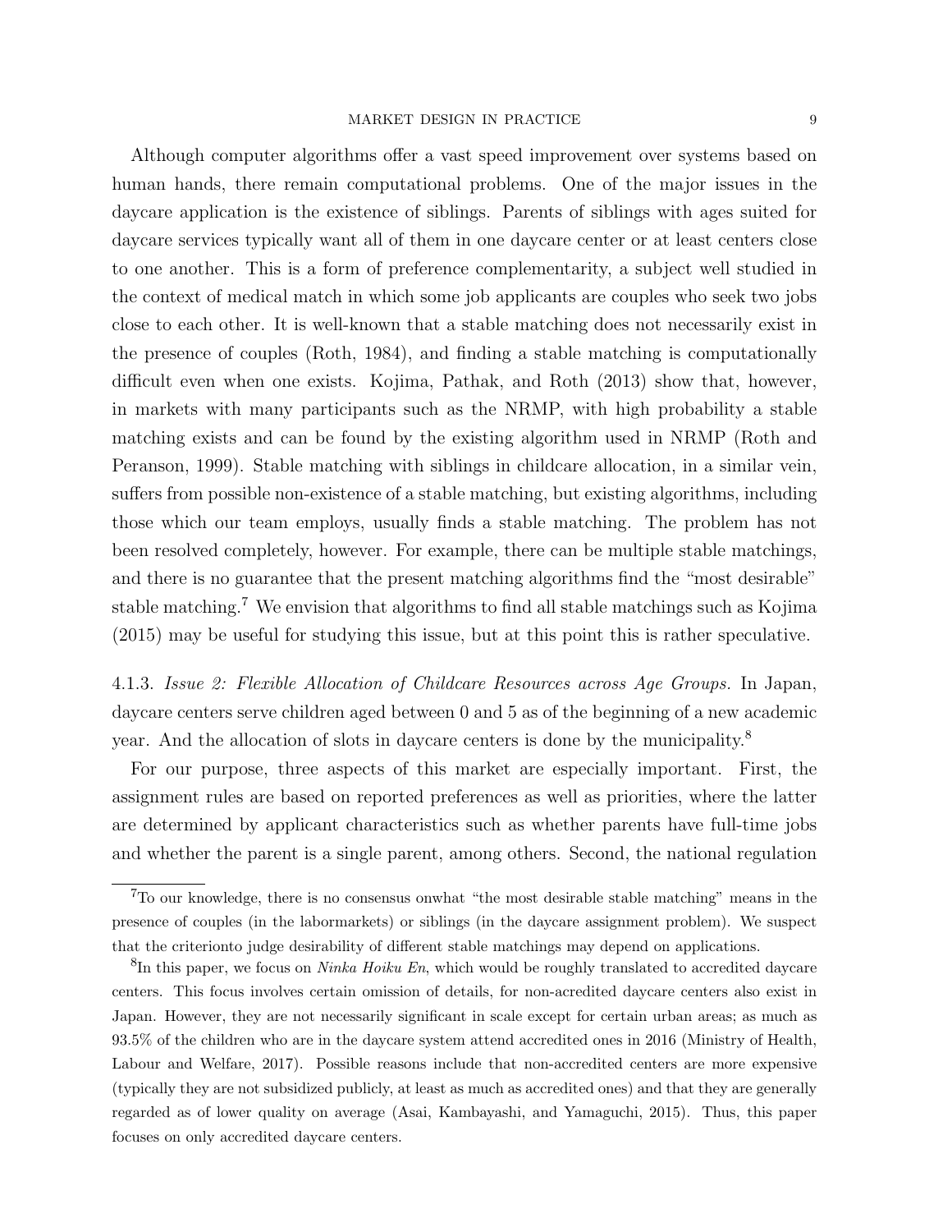Although computer algorithms offer a vast speed improvement over systems based on human hands, there remain computational problems. One of the major issues in the daycare application is the existence of siblings. Parents of siblings with ages suited for daycare services typically want all of them in one daycare center or at least centers close to one another. This is a form of preference complementarity, a subject well studied in the context of medical match in which some job applicants are couples who seek two jobs close to each other. It is well-known that a stable matching does not necessarily exist in the presence of couples (Roth, 1984), and finding a stable matching is computationally difficult even when one exists. Kojima, Pathak, and Roth (2013) show that, however, in markets with many participants such as the NRMP, with high probability a stable matching exists and can be found by the existing algorithm used in NRMP (Roth and Peranson, 1999). Stable matching with siblings in childcare allocation, in a similar vein, suffers from possible non-existence of a stable matching, but existing algorithms, including those which our team employs, usually finds a stable matching. The problem has not been resolved completely, however. For example, there can be multiple stable matchings, and there is no guarantee that the present matching algorithms find the "most desirable" stable matching.[7] We envision that algorithms to find all stable matchings such as Kojima (2015) may be useful for studying this issue, but at this point this is rather speculative.

4.1.3. *Issue 2: Flexible Allocation of Childcare Resources across Age Groups.* In Japan, daycare centers serve children aged between 0 and 5 as of the beginning of a new academic year. And the allocation of slots in daycare centers is done by the municipality.[8]

For our purpose, three aspects of this market are especially important. First, the assignment rules are based on reported preferences as well as priorities, where the latter are determined by applicant characteristics such as whether parents have full-time jobs and whether the parent is a single parent, among others. Second, the national regulation

[7]To our knowledge, there is no consensus onwhat "the most desirable stable matching" means in the presence of couples (in the labormarkets) or siblings (in the daycare assignment problem). We suspect that the criterionto judge desirability of different stable matchings may depend on applications.

[8]In this paper, we focus on *Ninka Hoiku En*, which would be roughly translated to accredited daycare centers. This focus involves certain omission of details, for non-acredited daycare centers also exist in Japan. However, they are not necessarily significant in scale except for certain urban areas; as much as 93.5% of the children who are in the daycare system attend accredited ones in 2016 (Ministry of Health, Labour and Welfare, 2017). Possible reasons include that non-accredited centers are more expensive (typically they are not subsidized publicly, at least as much as accredited ones) and that they are generally regarded as of lower quality on average (Asai, Kambayashi, and Yamaguchi, 2015). Thus, this paper focuses on only accredited daycare centers.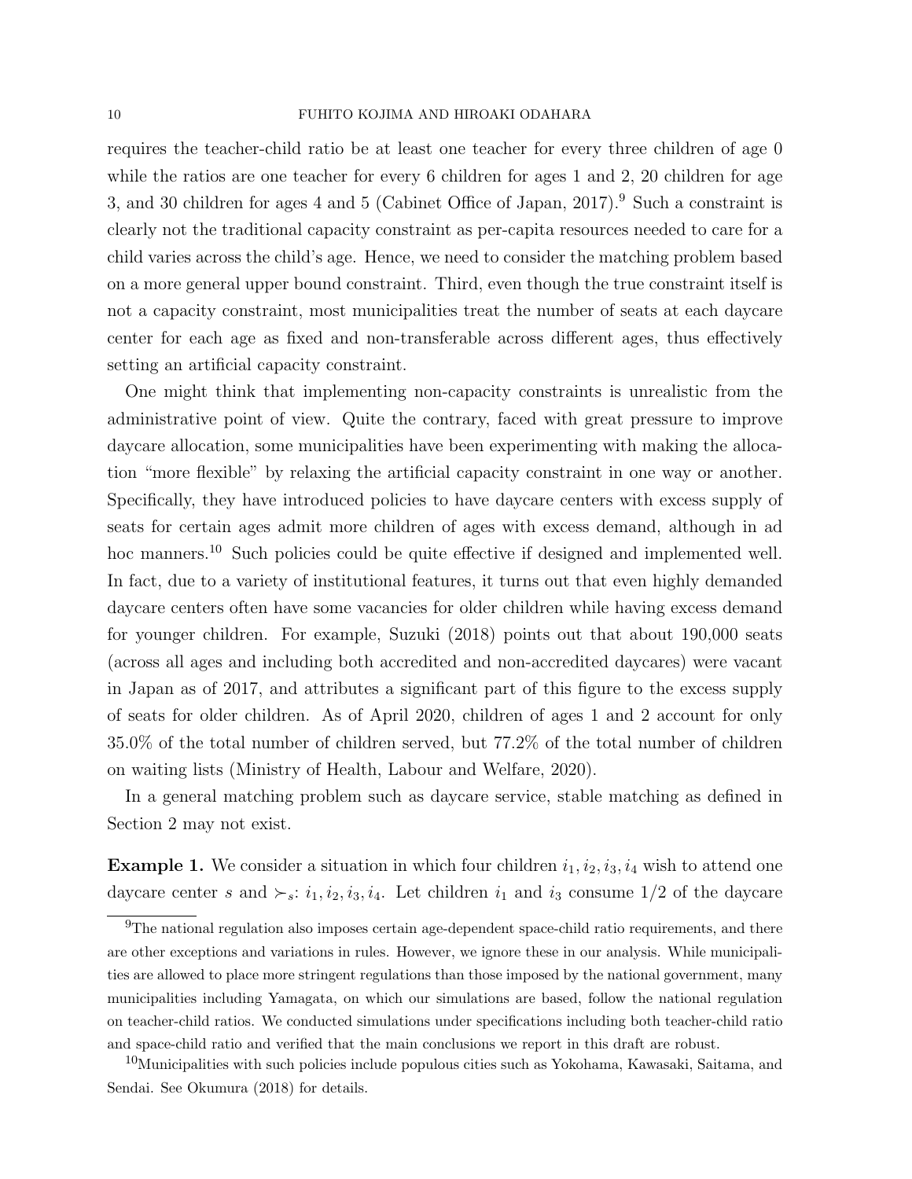requires the teacher-child ratio be at least one teacher for every three children of age 0 while the ratios are one teacher for every 6 children for ages 1 and 2, 20 children for age 3, and 30 children for ages 4 and 5 (Cabinet Office of Japan, 2017).[9] Such a constraint is clearly not the traditional capacity constraint as per-capita resources needed to care for a child varies across the child's age. Hence, we need to consider the matching problem based on a more general upper bound constraint. Third, even though the true constraint itself is not a capacity constraint, most municipalities treat the number of seats at each daycare center for each age as fixed and non-transferable across different ages, thus effectively setting an artificial capacity constraint.

One might think that implementing non-capacity constraints is unrealistic from the administrative point of view. Quite the contrary, faced with great pressure to improve daycare allocation, some municipalities have been experimenting with making the allocation "more flexible" by relaxing the artificial capacity constraint in one way or another. Specifically, they have introduced policies to have daycare centers with excess supply of seats for certain ages admit more children of ages with excess demand, although in ad hoc manners.[10] Such policies could be quite effective if designed and implemented well. In fact, due to a variety of institutional features, it turns out that even highly demanded daycare centers often have some vacancies for older children while having excess demand for younger children. For example, Suzuki (2018) points out that about 190,000 seats (across all ages and including both accredited and non-accredited daycares) were vacant in Japan as of 2017, and attributes a significant part of this figure to the excess supply of seats for older children. As of April 2020, children of ages 1 and 2 account for only 35.0% of the total number of children served, but 77.2% of the total number of children on waiting lists (Ministry of Health, Labour and Welfare, 2020).

In a general matching problem such as daycare service, stable matching as defined in Section 2 may not exist.

**Example 1.** We consider a situation in which four children $i_1, i_2, i_3, i_4$ wish to attend one daycare center $s$ and $\succ_s$: $i_1, i_2, i_3, i_4$. Let children $i_1$ and $i_3$ consume $1/2$ of the daycare

[9] The national regulation also imposes certain age-dependent space-child ratio requirements, and there are other exceptions and variations in rules. However, we ignore these in our analysis. While municipalities are allowed to place more stringent regulations than those imposed by the national government, many municipalities including Yamagata, on which our simulations are based, follow the national regulation on teacher-child ratios. We conducted simulations under specifications including both teacher-child ratio and space-child ratio and verified that the main conclusions we report in this draft are robust.

[10] Municipalities with such policies include populous cities such as Yokohama, Kawasaki, Saitama, and Sendai. See Okumura (2018) for details.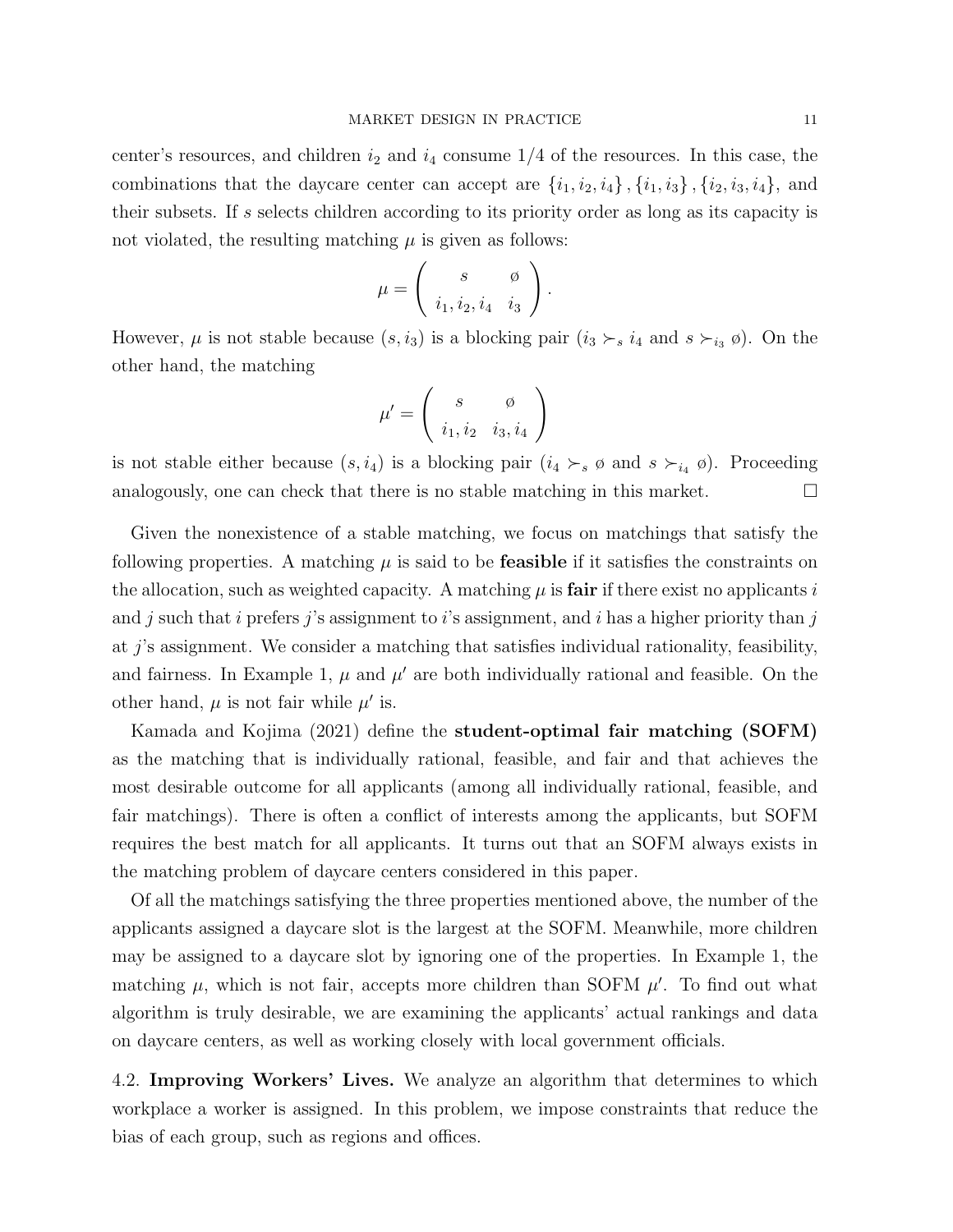center's resources, and children $i_2$ and $i_4$ consume 1/4 of the resources. In this case, the combinations that the daycare center can accept are $\{i_1, i_2, i_4\}, \{i_1, i_3\}, \{i_2, i_3, i_4\}$, and their subsets. If $s$ selects children according to its priority order as long as its capacity is not violated, the resulting matching $\mu$ is given as follows:

$$\mu = \left( \begin{array}{cc} s & \emptyset \\ i_1, i_2, i_4 & i_3 \end{array} \right).$$

However, $\mu$ is not stable because $(s, i_3)$ is a blocking pair ($i_3 \succ_s i_4$ and $s \succ_{i_3} \emptyset$). On the other hand, the matching

$$\mu' = \left( \begin{array}{cc} s & \emptyset \\ i_1, i_2 & i_3, i_4 \end{array} \right)$$

is not stable either because $(s, i_4)$ is a blocking pair ($i_4 \succ_s \emptyset$ and $s \succ_{i_4} \emptyset$). Proceeding analogously, one can check that there is no stable matching in this market. □

Given the nonexistence of a stable matching, we focus on matchings that satisfy the following properties. A matching $\mu$ is said to be **feasible** if it satisfies the constraints on the allocation, such as weighted capacity. A matching $\mu$ is **fair** if there exist no applicants $i$ and $j$ such that $i$ prefers $j$'s assignment to $i$'s assignment, and $i$ has a higher priority than $j$ at $j$'s assignment. We consider a matching that satisfies individual rationality, feasibility, and fairness. In Example 1, $\mu$ and $\mu'$ are both individually rational and feasible. On the other hand, $\mu$ is not fair while $\mu'$ is.

Kamada and Kojima (2021) define the **student-optimal fair matching (SOFM)** as the matching that is individually rational, feasible, and fair and that achieves the most desirable outcome for all applicants (among all individually rational, feasible, and fair matchings). There is often a conflict of interests among the applicants, but SOFM requires the best match for all applicants. It turns out that an SOFM always exists in the matching problem of daycare centers considered in this paper.

Of all the matchings satisfying the three properties mentioned above, the number of the applicants assigned a daycare slot is the largest at the SOFM. Meanwhile, more children may be assigned to a daycare slot by ignoring one of the properties. In Example 1, the matching $\mu$, which is not fair, accepts more children than SOFM $\mu'$. To find out what algorithm is truly desirable, we are examining the applicants' actual rankings and data on daycare centers, as well as working closely with local government officials.

4.2. **Improving Workers' Lives.** We analyze an algorithm that determines to which workplace a worker is assigned. In this problem, we impose constraints that reduce the bias of each group, such as regions and offices.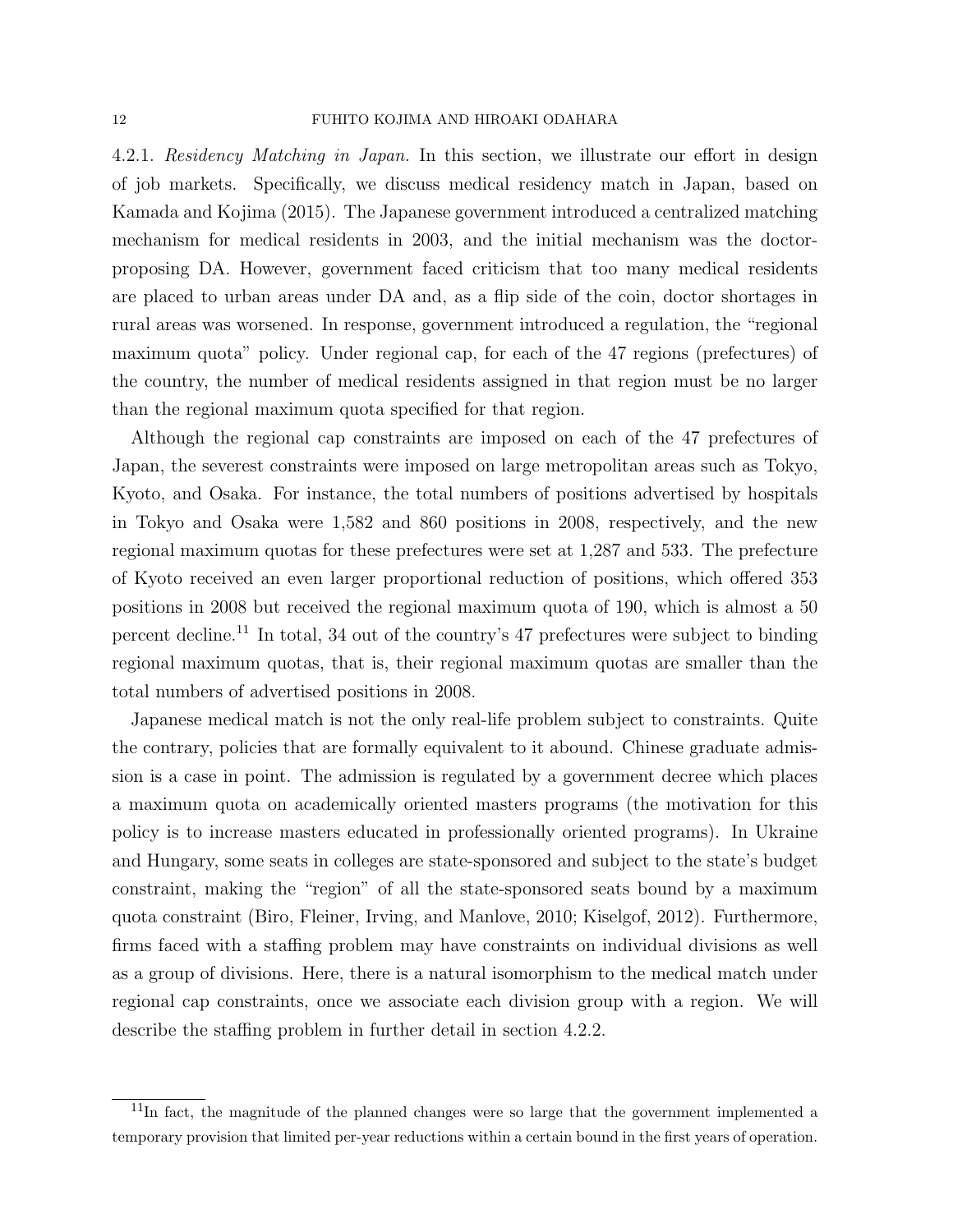4.2.1. *Residency Matching in Japan.* In this section, we illustrate our effort in design of job markets. Specifically, we discuss medical residency match in Japan, based on Kamada and Kojima (2015). The Japanese government introduced a centralized matching mechanism for medical residents in 2003, and the initial mechanism was the doctor-proposing DA. However, government faced criticism that too many medical residents are placed to urban areas under DA and, as a flip side of the coin, doctor shortages in rural areas was worsened. In response, government introduced a regulation, the "regional maximum quota" policy. Under regional cap, for each of the 47 regions (prefectures) of the country, the number of medical residents assigned in that region must be no larger than the regional maximum quota specified for that region.

Although the regional cap constraints are imposed on each of the 47 prefectures of Japan, the severest constraints were imposed on large metropolitan areas such as Tokyo, Kyoto, and Osaka. For instance, the total numbers of positions advertised by hospitals in Tokyo and Osaka were 1,582 and 860 positions in 2008, respectively, and the new regional maximum quotas for these prefectures were set at 1,287 and 533. The prefecture of Kyoto received an even larger proportional reduction of positions, which offered 353 positions in 2008 but received the regional maximum quota of 190, which is almost a 50 percent decline.[11] In total, 34 out of the country's 47 prefectures were subject to binding regional maximum quotas, that is, their regional maximum quotas are smaller than the total numbers of advertised positions in 2008.

Japanese medical match is not the only real-life problem subject to constraints. Quite the contrary, policies that are formally equivalent to it abound. Chinese graduate admission is a case in point. The admission is regulated by a government decree which places a maximum quota on academically oriented masters programs (the motivation for this policy is to increase masters educated in professionally oriented programs). In Ukraine and Hungary, some seats in colleges are state-sponsored and subject to the state's budget constraint, making the "region" of all the state-sponsored seats bound by a maximum quota constraint (Biro, Fleiner, Irving, and Manlove, 2010; Kiselgof, 2012). Furthermore, firms faced with a staffing problem may have constraints on individual divisions as well as a group of divisions. Here, there is a natural isomorphism to the medical match under regional cap constraints, once we associate each division group with a region. We will describe the staffing problem in further detail in section 4.2.2.

[11] In fact, the magnitude of the planned changes were so large that the government implemented a temporary provision that limited per-year reductions within a certain bound in the first years of operation.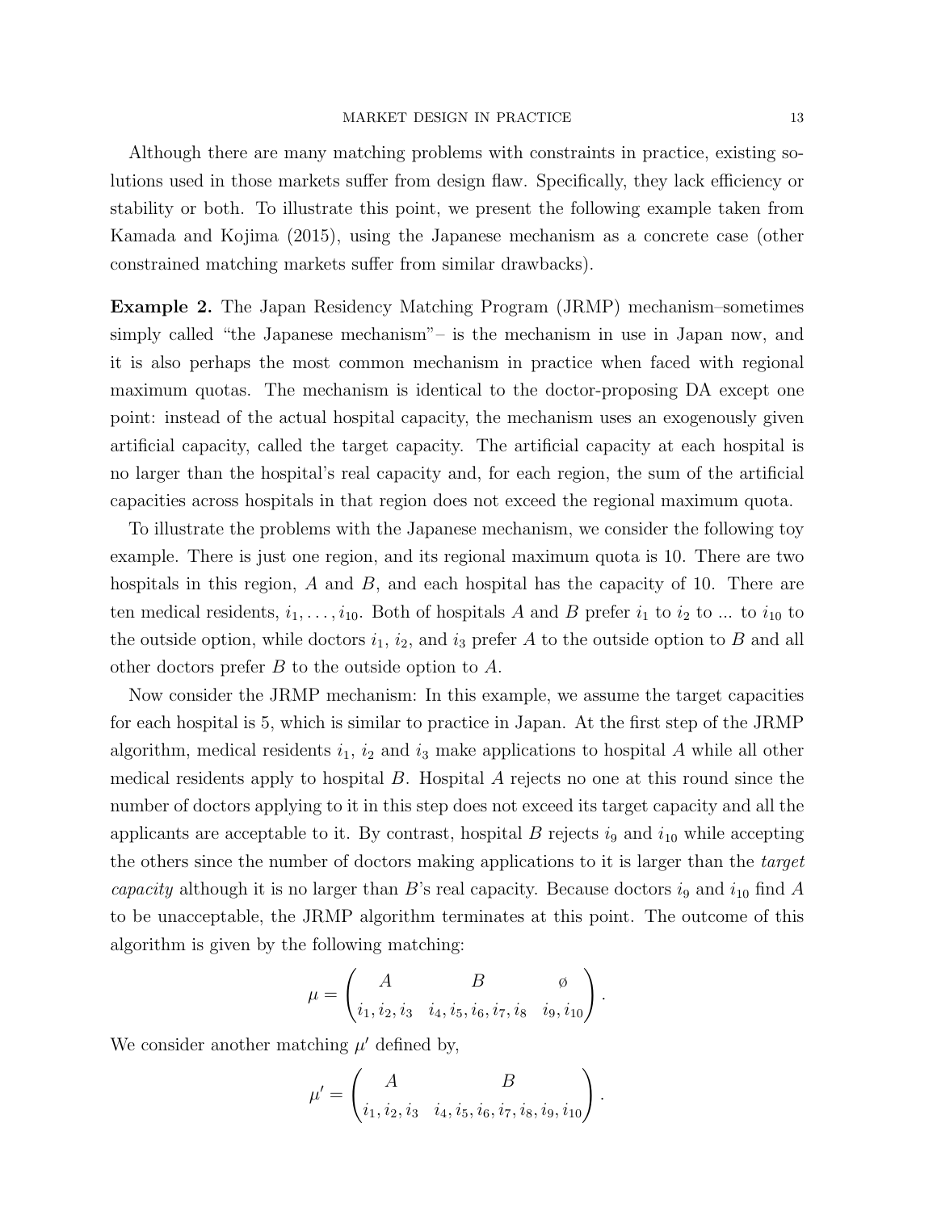Although there are many matching problems with constraints in practice, existing solutions used in those markets suffer from design flaw. Specifically, they lack efficiency or stability or both. To illustrate this point, we present the following example taken from Kamada and Kojima (2015), using the Japanese mechanism as a concrete case (other constrained matching markets suffer from similar drawbacks).

**Example 2.** The Japan Residency Matching Program (JRMP) mechanism–sometimes simply called "the Japanese mechanism"– is the mechanism in use in Japan now, and it is also perhaps the most common mechanism in practice when faced with regional maximum quotas. The mechanism is identical to the doctor-proposing DA except one point: instead of the actual hospital capacity, the mechanism uses an exogenously given artificial capacity, called the target capacity. The artificial capacity at each hospital is no larger than the hospital's real capacity and, for each region, the sum of the artificial capacities across hospitals in that region does not exceed the regional maximum quota.

To illustrate the problems with the Japanese mechanism, we consider the following toy example. There is just one region, and its regional maximum quota is 10. There are two hospitals in this region, $A$ and $B$, and each hospital has the capacity of 10. There are ten medical residents, $i_1, \ldots, i_{10}$. Both of hospitals $A$ and $B$ prefer $i_1$ to $i_2$ to ... to $i_{10}$ to the outside option, while doctors $i_1$, $i_2$, and $i_3$ prefer $A$ to the outside option to $B$ and all other doctors prefer $B$ to the outside option to $A$.

Now consider the JRMP mechanism: In this example, we assume the target capacities for each hospital is 5, which is similar to practice in Japan. At the first step of the JRMP algorithm, medical residents $i_1$, $i_2$ and $i_3$ make applications to hospital $A$ while all other medical residents apply to hospital $B$. Hospital $A$ rejects no one at this round since the number of doctors applying to it in this step does not exceed its target capacity and all the applicants are acceptable to it. By contrast, hospital $B$ rejects $i_9$ and $i_{10}$ while accepting the others since the number of doctors making applications to it is larger than the *target capacity* although it is no larger than $B$'s real capacity. Because doctors $i_9$ and $i_{10}$ find $A$ to be unacceptable, the JRMP algorithm terminates at this point. The outcome of this algorithm is given by the following matching:

$$\mu = \begin{pmatrix} A & B & \emptyset \\ i_1, i_2, i_3 & i_4, i_5, i_6, i_7, i_8 & i_9, i_{10} \end{pmatrix}.$$

We consider another matching $\mu'$ defined by,

$$\mu' = \begin{pmatrix} A & B \\ i_1, i_2, i_3 & i_4, i_5, i_6, i_7, i_8, i_9, i_{10} \end{pmatrix}.$$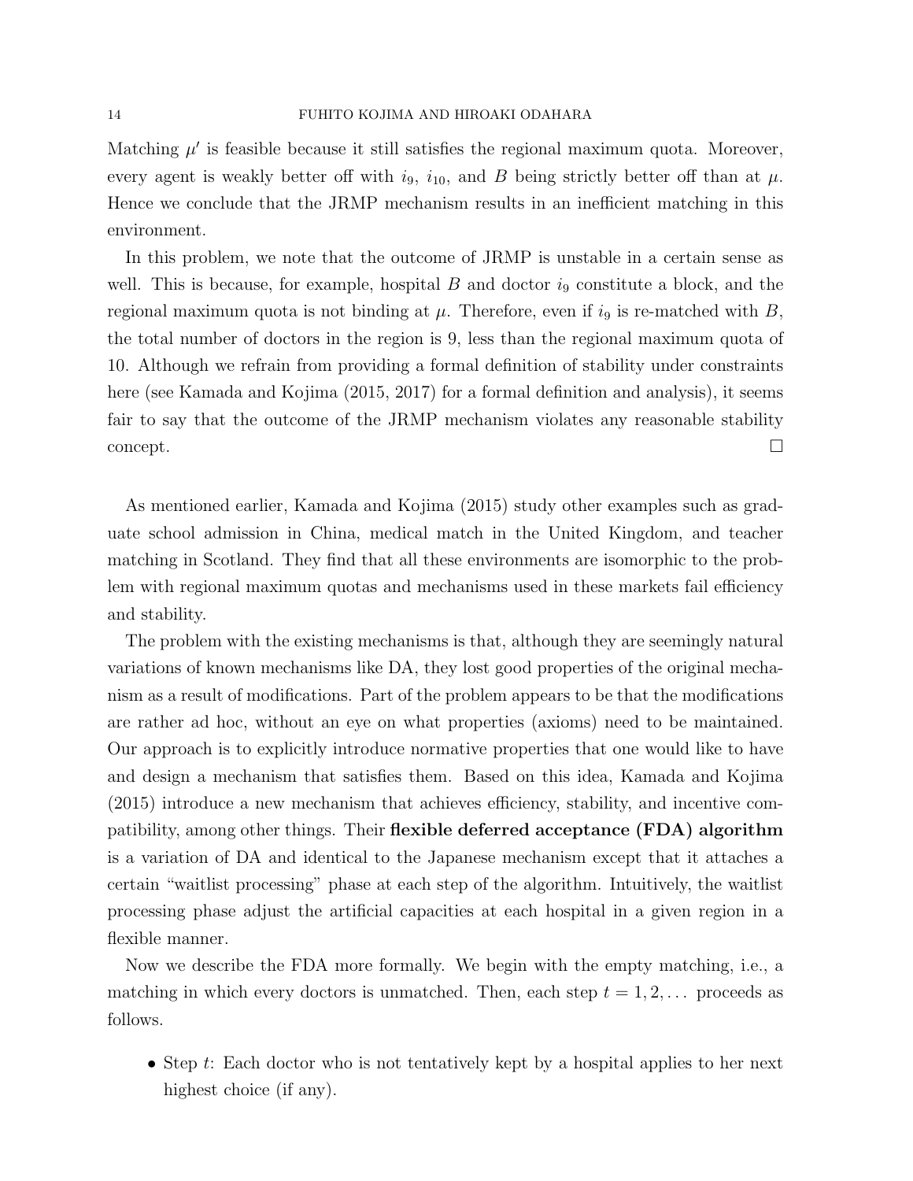Matching $\mu'$ is feasible because it still satisfies the regional maximum quota. Moreover, every agent is weakly better off with $i_9$, $i_{10}$, and $B$ being strictly better off than at $\mu$. Hence we conclude that the JRMP mechanism results in an inefficient matching in this environment.

In this problem, we note that the outcome of JRMP is unstable in a certain sense as well. This is because, for example, hospital $B$ and doctor $i_9$ constitute a block, and the regional maximum quota is not binding at $\mu$. Therefore, even if $i_9$ is re-matched with $B$, the total number of doctors in the region is 9, less than the regional maximum quota of 10. Although we refrain from providing a formal definition of stability under constraints here (see Kamada and Kojima (2015, 2017) for a formal definition and analysis), it seems fair to say that the outcome of the JRMP mechanism violates any reasonable stability concept. □

As mentioned earlier, Kamada and Kojima (2015) study other examples such as graduate school admission in China, medical match in the United Kingdom, and teacher matching in Scotland. They find that all these environments are isomorphic to the problem with regional maximum quotas and mechanisms used in these markets fail efficiency and stability.

The problem with the existing mechanisms is that, although they are seemingly natural variations of known mechanisms like DA, they lost good properties of the original mechanism as a result of modifications. Part of the problem appears to be that the modifications are rather ad hoc, without an eye on what properties (axioms) need to be maintained. Our approach is to explicitly introduce normative properties that one would like to have and design a mechanism that satisfies them. Based on this idea, Kamada and Kojima (2015) introduce a new mechanism that achieves efficiency, stability, and incentive compatibility, among other things. Their **flexible deferred acceptance (FDA) algorithm** is a variation of DA and identical to the Japanese mechanism except that it attaches a certain "waitlist processing" phase at each step of the algorithm. Intuitively, the waitlist processing phase adjust the artificial capacities at each hospital in a given region in a flexible manner.

Now we describe the FDA more formally. We begin with the empty matching, i.e., a matching in which every doctors is unmatched. Then, each step $t = 1, 2, \dots$ proceeds as follows.

- Step $t$: Each doctor who is not tentatively kept by a hospital applies to her next highest choice (if any).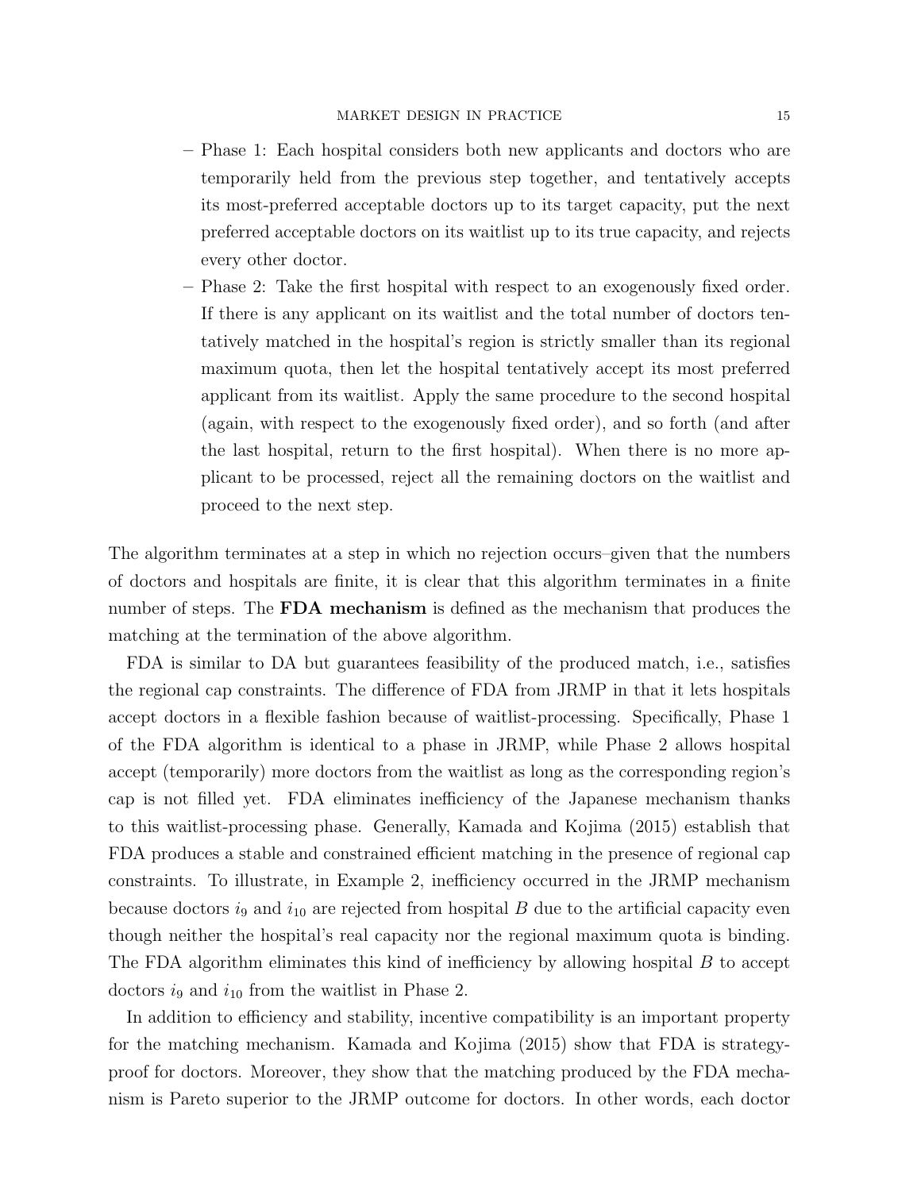- Phase 1: Each hospital considers both new applicants and doctors who are temporarily held from the previous step together, and tentatively accepts its most-preferred acceptable doctors up to its target capacity, put the next preferred acceptable doctors on its waitlist up to its true capacity, and rejects every other doctor.
  - Phase 2: Take the first hospital with respect to an exogenously fixed order. If there is any applicant on its waitlist and the total number of doctors tentatively matched in the hospital's region is strictly smaller than its regional maximum quota, then let the hospital tentatively accept its most preferred applicant from its waitlist. Apply the same procedure to the second hospital (again, with respect to the exogenously fixed order), and so forth (and after the last hospital, return to the first hospital). When there is no more applicant to be processed, reject all the remaining doctors on the waitlist and proceed to the next step.

The algorithm terminates at a step in which no rejection occurs–given that the numbers of doctors and hospitals are finite, it is clear that this algorithm terminates in a finite number of steps. The **FDA mechanism** is defined as the mechanism that produces the matching at the termination of the above algorithm.

FDA is similar to DA but guarantees feasibility of the produced match, i.e., satisfies the regional cap constraints. The difference of FDA from JRMP in that it lets hospitals accept doctors in a flexible fashion because of waitlist-processing. Specifically, Phase 1 of the FDA algorithm is identical to a phase in JRMP, while Phase 2 allows hospital accept (temporarily) more doctors from the waitlist as long as the corresponding region's cap is not filled yet. FDA eliminates inefficiency of the Japanese mechanism thanks to this waitlist-processing phase. Generally, Kamada and Kojima (2015) establish that FDA produces a stable and constrained efficient matching in the presence of regional cap constraints. To illustrate, in Example 2, inefficiency occurred in the JRMP mechanism because doctors $i_9$ and $i_{10}$ are rejected from hospital $B$ due to the artificial capacity even though neither the hospital's real capacity nor the regional maximum quota is binding. The FDA algorithm eliminates this kind of inefficiency by allowing hospital $B$ to accept doctors $i_9$ and $i_{10}$ from the waitlist in Phase 2.

In addition to efficiency and stability, incentive compatibility is an important property for the matching mechanism. Kamada and Kojima (2015) show that FDA is strategy-proof for doctors. Moreover, they show that the matching produced by the FDA mechanism is Pareto superior to the JRMP outcome for doctors. In other words, each doctor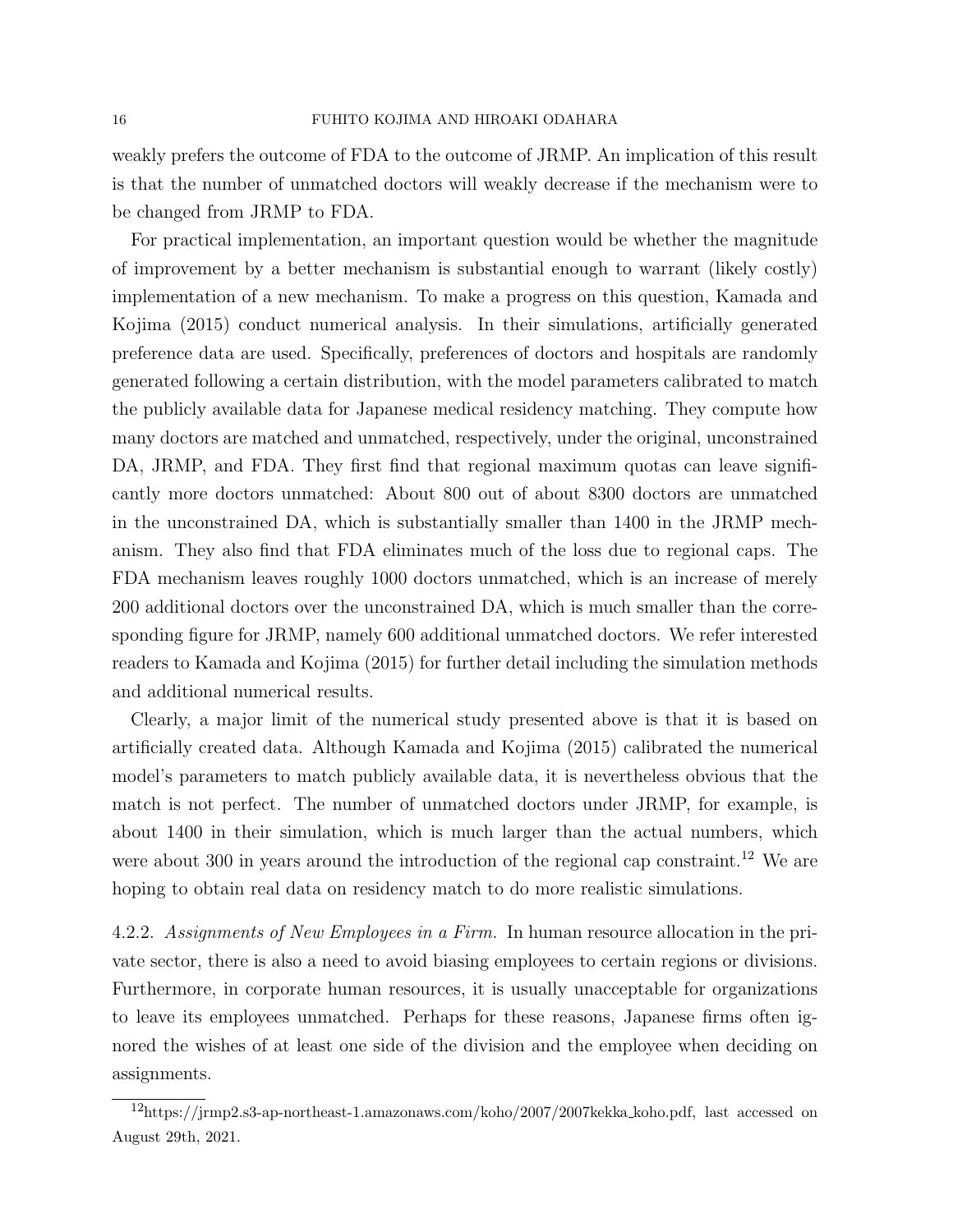weakly prefers the outcome of FDA to the outcome of JRMP. An implication of this result is that the number of unmatched doctors will weakly decrease if the mechanism were to be changed from JRMP to FDA.

For practical implementation, an important question would be whether the magnitude of improvement by a better mechanism is substantial enough to warrant (likely costly) implementation of a new mechanism. To make a progress on this question, Kamada and Kojima (2015) conduct numerical analysis. In their simulations, artificially generated preference data are used. Specifically, preferences of doctors and hospitals are randomly generated following a certain distribution, with the model parameters calibrated to match the publicly available data for Japanese medical residency matching. They compute how many doctors are matched and unmatched, respectively, under the original, unconstrained DA, JRMP, and FDA. They first find that regional maximum quotas can leave significantly more doctors unmatched: About 800 out of about 8300 doctors are unmatched in the unconstrained DA, which is substantially smaller than 1400 in the JRMP mechanism. They also find that FDA eliminates much of the loss due to regional caps. The FDA mechanism leaves roughly 1000 doctors unmatched, which is an increase of merely 200 additional doctors over the unconstrained DA, which is much smaller than the corresponding figure for JRMP, namely 600 additional unmatched doctors. We refer interested readers to Kamada and Kojima (2015) for further detail including the simulation methods and additional numerical results.

Clearly, a major limit of the numerical study presented above is that it is based on artificially created data. Although Kamada and Kojima (2015) calibrated the numerical model's parameters to match publicly available data, it is nevertheless obvious that the match is not perfect. The number of unmatched doctors under JRMP, for example, is about 1400 in their simulation, which is much larger than the actual numbers, which were about 300 in years around the introduction of the regional cap constraint.[12] We are hoping to obtain real data on residency match to do more realistic simulations.

4.2.2. *Assignments of New Employees in a Firm.* In human resource allocation in the private sector, there is also a need to avoid biasing employees to certain regions or divisions. Furthermore, in corporate human resources, it is usually unacceptable for organizations to leave its employees unmatched. Perhaps for these reasons, Japanese firms often ignored the wishes of at least one side of the division and the employee when deciding on assignments.

[12] https://jrmp2.s3-ap-northeast-1.amazonaws.com/koho/2007/2007kekka_koho.pdf, last accessed on August 29th, 2021.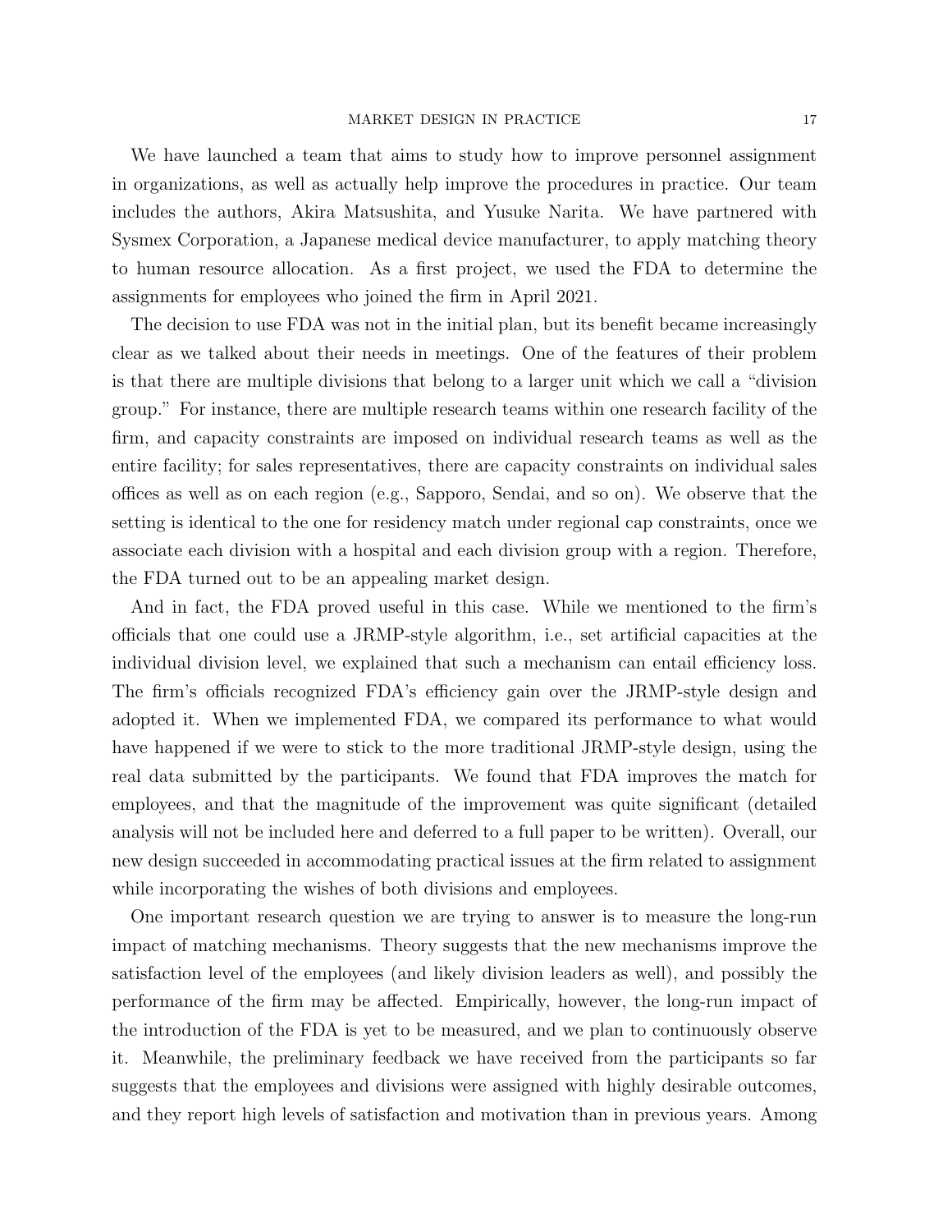We have launched a team that aims to study how to improve personnel assignment in organizations, as well as actually help improve the procedures in practice. Our team includes the authors, Akira Matsushita, and Yusuke Narita. We have partnered with Sysmex Corporation, a Japanese medical device manufacturer, to apply matching theory to human resource allocation. As a first project, we used the FDA to determine the assignments for employees who joined the firm in April 2021.

The decision to use FDA was not in the initial plan, but its benefit became increasingly clear as we talked about their needs in meetings. One of the features of their problem is that there are multiple divisions that belong to a larger unit which we call a "division group." For instance, there are multiple research teams within one research facility of the firm, and capacity constraints are imposed on individual research teams as well as the entire facility; for sales representatives, there are capacity constraints on individual sales offices as well as on each region (e.g., Sapporo, Sendai, and so on). We observe that the setting is identical to the one for residency match under regional cap constraints, once we associate each division with a hospital and each division group with a region. Therefore, the FDA turned out to be an appealing market design.

And in fact, the FDA proved useful in this case. While we mentioned to the firm's officials that one could use a JRMP-style algorithm, i.e., set artificial capacities at the individual division level, we explained that such a mechanism can entail efficiency loss. The firm's officials recognized FDA's efficiency gain over the JRMP-style design and adopted it. When we implemented FDA, we compared its performance to what would have happened if we were to stick to the more traditional JRMP-style design, using the real data submitted by the participants. We found that FDA improves the match for employees, and that the magnitude of the improvement was quite significant (detailed analysis will not be included here and deferred to a full paper to be written). Overall, our new design succeeded in accommodating practical issues at the firm related to assignment while incorporating the wishes of both divisions and employees.

One important research question we are trying to answer is to measure the long-run impact of matching mechanisms. Theory suggests that the new mechanisms improve the satisfaction level of the employees (and likely division leaders as well), and possibly the performance of the firm may be affected. Empirically, however, the long-run impact of the introduction of the FDA is yet to be measured, and we plan to continuously observe it. Meanwhile, the preliminary feedback we have received from the participants so far suggests that the employees and divisions were assigned with highly desirable outcomes, and they report high levels of satisfaction and motivation than in previous years. Among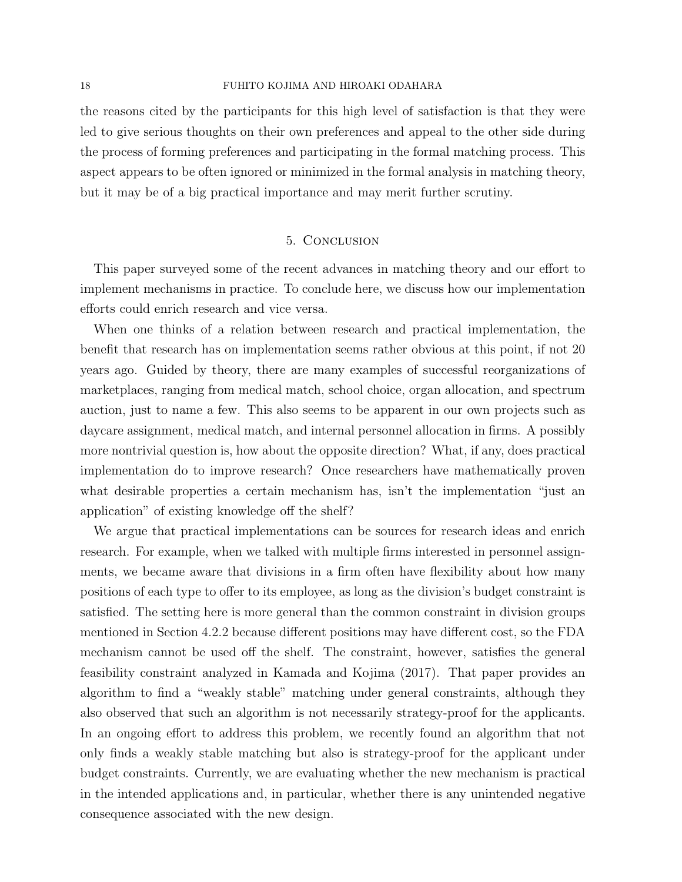the reasons cited by the participants for this high level of satisfaction is that they were led to give serious thoughts on their own preferences and appeal to the other side during the process of forming preferences and participating in the formal matching process. This aspect appears to be often ignored or minimized in the formal analysis in matching theory, but it may be of a big practical importance and may merit further scrutiny.

## 5. Conclusion

This paper surveyed some of the recent advances in matching theory and our effort to implement mechanisms in practice. To conclude here, we discuss how our implementation efforts could enrich research and vice versa.

When one thinks of a relation between research and practical implementation, the benefit that research has on implementation seems rather obvious at this point, if not 20 years ago. Guided by theory, there are many examples of successful reorganizations of marketplaces, ranging from medical match, school choice, organ allocation, and spectrum auction, just to name a few. This also seems to be apparent in our own projects such as daycare assignment, medical match, and internal personnel allocation in firms. A possibly more nontrivial question is, how about the opposite direction? What, if any, does practical implementation do to improve research? Once researchers have mathematically proven what desirable properties a certain mechanism has, isn't the implementation "just an application" of existing knowledge off the shelf?

We argue that practical implementations can be sources for research ideas and enrich research. For example, when we talked with multiple firms interested in personnel assignments, we became aware that divisions in a firm often have flexibility about how many positions of each type to offer to its employee, as long as the division's budget constraint is satisfied. The setting here is more general than the common constraint in division groups mentioned in Section 4.2.2 because different positions may have different cost, so the FDA mechanism cannot be used off the shelf. The constraint, however, satisfies the general feasibility constraint analyzed in Kamada and Kojima (2017). That paper provides an algorithm to find a "weakly stable" matching under general constraints, although they also observed that such an algorithm is not necessarily strategy-proof for the applicants. In an ongoing effort to address this problem, we recently found an algorithm that not only finds a weakly stable matching but also is strategy-proof for the applicant under budget constraints. Currently, we are evaluating whether the new mechanism is practical in the intended applications and, in particular, whether there is any unintended negative consequence associated with the new design.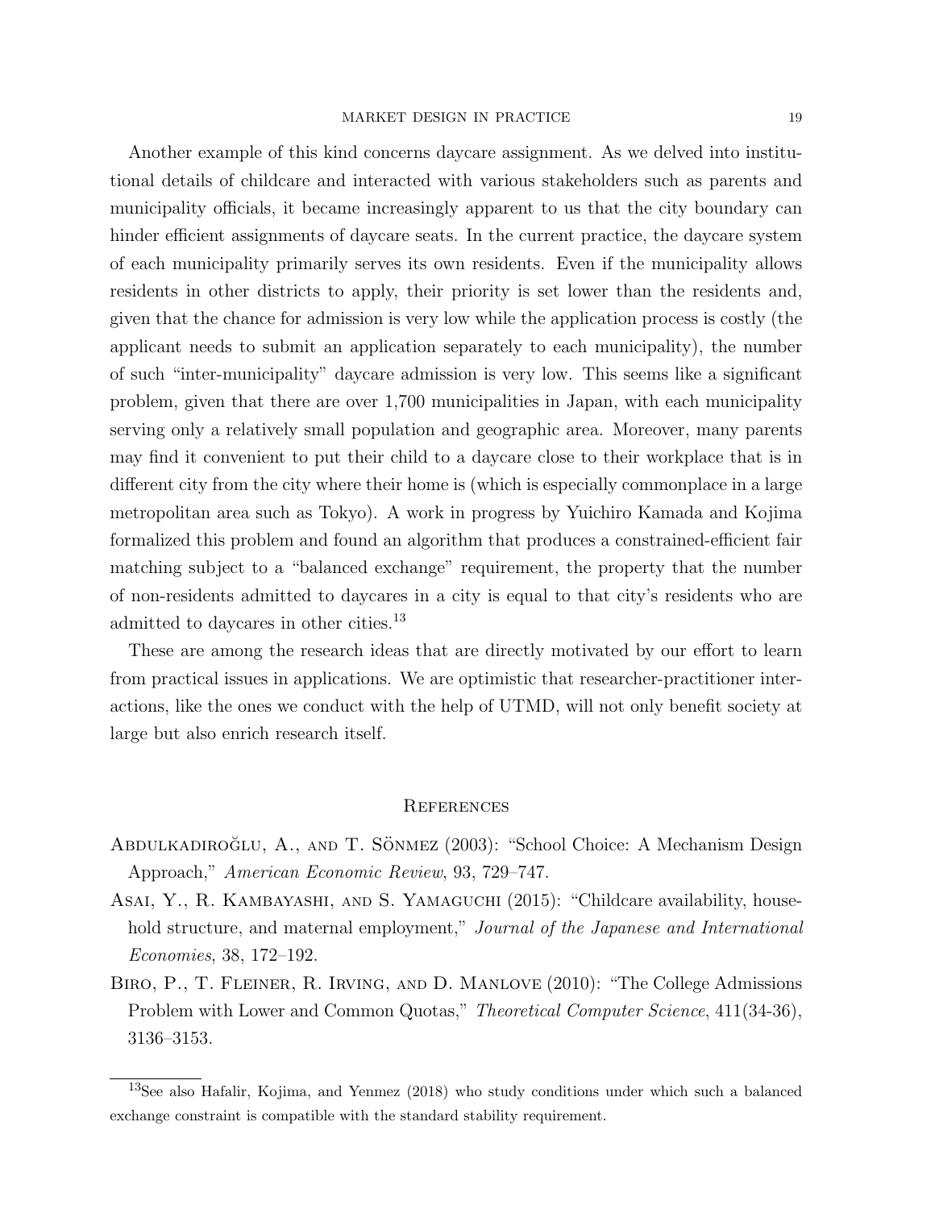Another example of this kind concerns daycare assignment. As we delved into institutional details of childcare and interacted with various stakeholders such as parents and municipality officials, it became increasingly apparent to us that the city boundary can hinder efficient assignments of daycare seats. In the current practice, the daycare system of each municipality primarily serves its own residents. Even if the municipality allows residents in other districts to apply, their priority is set lower than the residents and, given that the chance for admission is very low while the application process is costly (the applicant needs to submit an application separately to each municipality), the number of such "inter-municipality" daycare admission is very low. This seems like a significant problem, given that there are over 1,700 municipalities in Japan, with each municipality serving only a relatively small population and geographic area. Moreover, many parents may find it convenient to put their child to a daycare close to their workplace that is in different city from the city where their home is (which is especially commonplace in a large metropolitan area such as Tokyo). A work in progress by Yuichiro Kamada and Kojima formalized this problem and found an algorithm that produces a constrained-efficient fair matching subject to a "balanced exchange" requirement, the property that the number of non-residents admitted to daycares in a city is equal to that city's residents who are admitted to daycares in other cities.[13]

These are among the research ideas that are directly motivated by our effort to learn from practical issues in applications. We are optimistic that researcher-practitioner interactions, like the ones we conduct with the help of UTMD, will not only benefit society at large but also enrich research itself.

## References

Abdulkadiroğlu, A., and T. Sönmez (2003): "School Choice: A Mechanism Design Approach," *American Economic Review*, 93, 729–747.

Asai, Y., R. Kambayashi, and S. Yamaguchi (2015): "Childcare availability, household structure, and maternal employment," *Journal of the Japanese and International Economies*, 38, 172–192.

Biro, P., T. Fleiner, R. Irving, and D. Manlove (2010): "The College Admissions Problem with Lower and Common Quotas," *Theoretical Computer Science*, 411(34-36), 3136–3153.

[13]See also Hafalir, Kojima, and Yenmez (2018) who study conditions under which such a balanced exchange constraint is compatible with the standard stability requirement.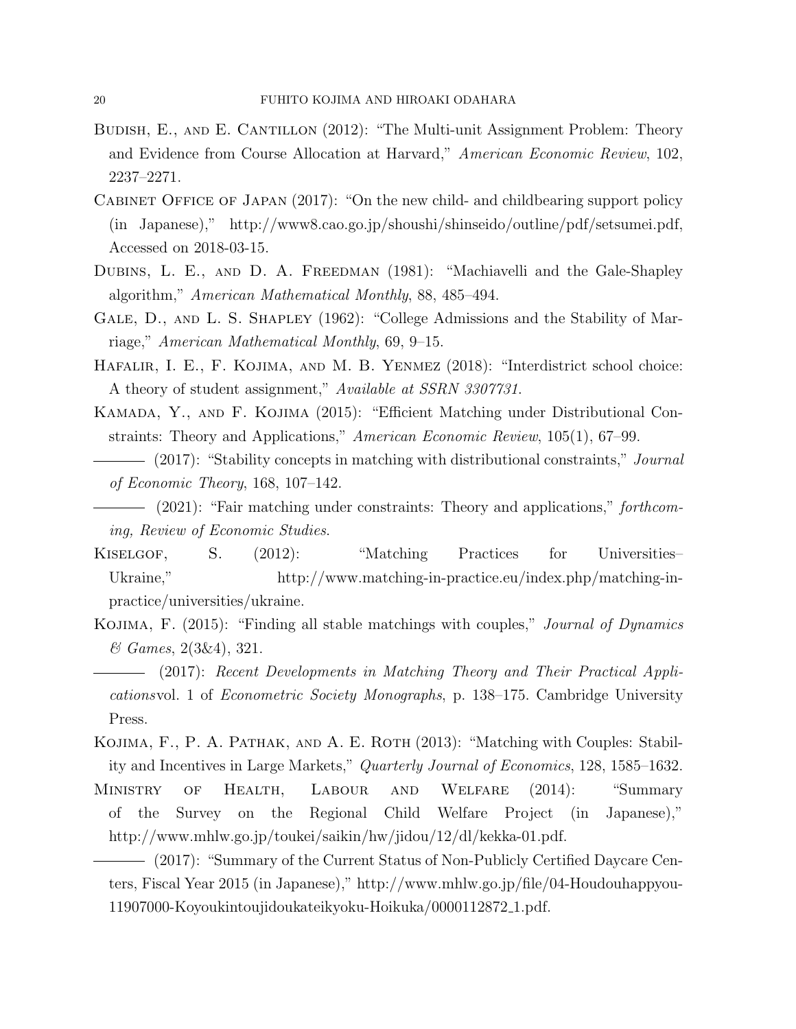Budish, E., and E. Cantillon (2012): "The Multi-unit Assignment Problem: Theory and Evidence from Course Allocation at Harvard," *American Economic Review*, 102, 2237–2271.

Cabinet Office of Japan (2017): "On the new child- and childbearing support policy (in Japanese)," http://www8.cao.go.jp/shoushi/shinseido/outline/pdf/setsumei.pdf, Accessed on 2018-03-15.

Dubins, L. E., and D. A. Freedman (1981): "Machiavelli and the Gale-Shapley algorithm," *American Mathematical Monthly*, 88, 485–494.

Gale, D., and L. S. Shapley (1962): "College Admissions and the Stability of Marriage," *American Mathematical Monthly*, 69, 9–15.

Hafalir, I. E., F. Kojima, and M. B. Yenmez (2018): "Interdistrict school choice: A theory of student assignment," *Available at SSRN 3307731*.

Kamada, Y., and F. Kojima (2015): "Efficient Matching under Distributional Constraints: Theory and Applications," *American Economic Review*, 105(1), 67–99.

——— (2017): "Stability concepts in matching with distributional constraints," *Journal of Economic Theory*, 168, 107–142.

——— (2021): "Fair matching under constraints: Theory and applications," *forthcoming, Review of Economic Studies*.

Kiselgof, S. (2012): "Matching Practices for Universities–Ukraine," http://www.matching-in-practice.eu/index.php/matching-in-practice/universities/ukraine.

Kojima, F. (2015): "Finding all stable matchings with couples," *Journal of Dynamics & Games*, 2(3&4), 321.

——— (2017): *Recent Developments in Matching Theory and Their Practical Applications*vol. 1 of *Econometric Society Monographs*, p. 138–175. Cambridge University Press.

Kojima, F., P. A. Pathak, and A. E. Roth (2013): "Matching with Couples: Stability and Incentives in Large Markets," *Quarterly Journal of Economics*, 128, 1585–1632.

Ministry of Health, Labour and Welfare (2014): "Summary of the Survey on the Regional Child Welfare Project (in Japanese)," http://www.mhlw.go.jp/toukei/saikin/hw/jidou/12/dl/kekka-01.pdf.

——— (2017): "Summary of the Current Status of Non-Publicly Certified Daycare Centers, Fiscal Year 2015 (in Japanese)," http://www.mhlw.go.jp/file/04-Houdouhappyou-11907000-Koyoukintoujidoukateikyoku-Hoikuka/0000112872_1.pdf.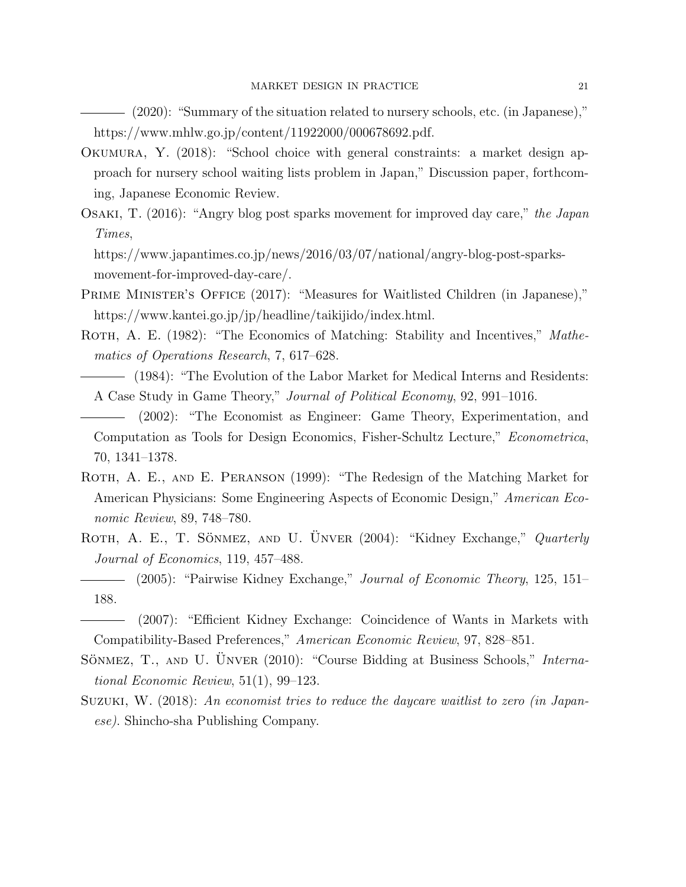——— (2020): "Summary of the situation related to nursery schools, etc. (in Japanese)," https://www.mhlw.go.jp/content/11922000/000678692.pdf.

Okumura, Y. (2018): "School choice with general constraints: a market design approach for nursery school waiting lists problem in Japan," Discussion paper, forthcoming, Japanese Economic Review.

Osaki, T. (2016): "Angry blog post sparks movement for improved day care," *the Japan Times*, https://www.japantimes.co.jp/news/2016/03/07/national/angry-blog-post-sparks-movement-for-improved-day-care/.

Prime Minister's Office (2017): "Measures for Waitlisted Children (in Japanese)," https://www.kantei.go.jp/jp/headline/taikijido/index.html.

Roth, A. E. (1982): "The Economics of Matching: Stability and Incentives," *Mathematics of Operations Research*, 7, 617–628.

——— (1984): "The Evolution of the Labor Market for Medical Interns and Residents: A Case Study in Game Theory," *Journal of Political Economy*, 92, 991–1016.

——— (2002): "The Economist as Engineer: Game Theory, Experimentation, and Computation as Tools for Design Economics, Fisher-Schultz Lecture," *Econometrica*, 70, 1341–1378.

Roth, A. E., and E. Peranson (1999): "The Redesign of the Matching Market for American Physicians: Some Engineering Aspects of Economic Design," *American Economic Review*, 89, 748–780.

Roth, A. E., T. Sönmez, and U. Ünver (2004): "Kidney Exchange," *Quarterly Journal of Economics*, 119, 457–488.

——— (2005): "Pairwise Kidney Exchange," *Journal of Economic Theory*, 125, 151–188.

——— (2007): "Efficient Kidney Exchange: Coincidence of Wants in Markets with Compatibility-Based Preferences," *American Economic Review*, 97, 828–851.

Sönmez, T., and U. Ünver (2010): "Course Bidding at Business Schools," *International Economic Review*, 51(1), 99–123.

Suzuki, W. (2018): *An economist tries to reduce the daycare waitlist to zero (in Japanese)*. Shincho-sha Publishing Company.